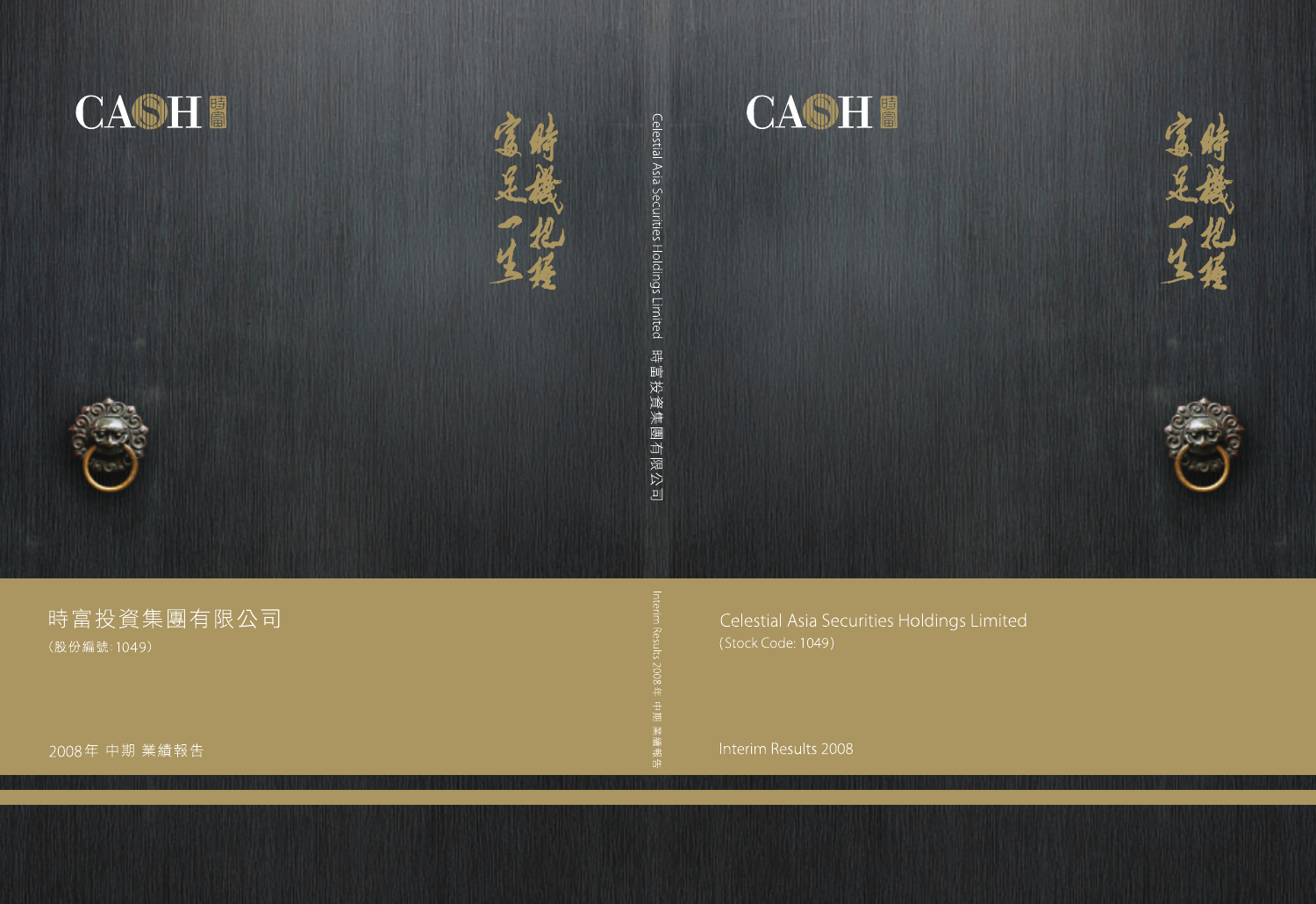CASH 時富

時機把握 富足一生

# 時富投資集團有限公司

（股份編號: 1049）

2008年 中期 業績報告

Celestial Asia Securities Holdings Limited 時富投資集團有限公司

Interim Results 2008年 中期 業績報告

# Celestial Asia Securities Holdings Limited

(Stock Code: 1049)

Interim Results 2008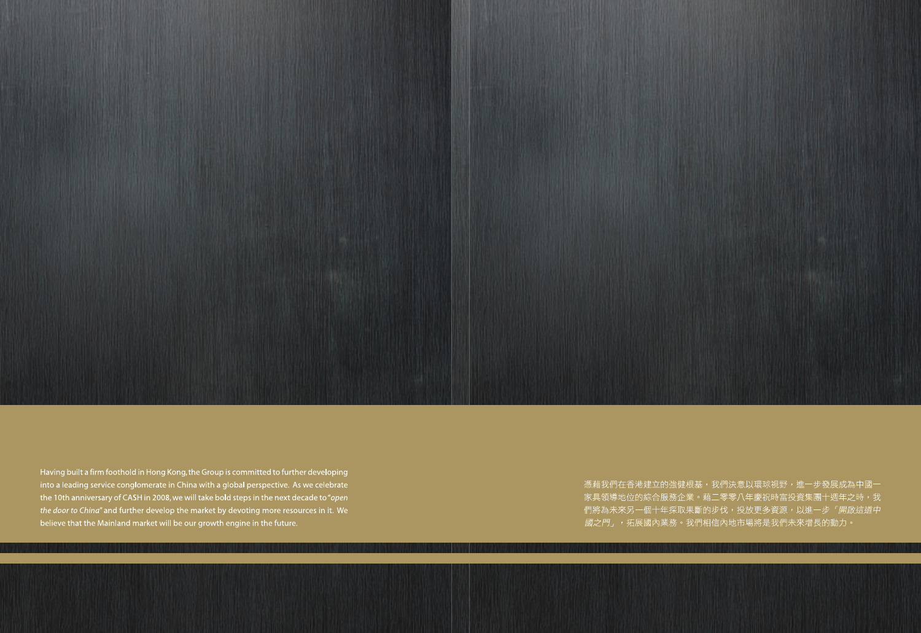Having built a firm foothold in Hong Kong, the Group is committed to further developing into a leading service conglomerate in China with a global perspective. As we celebrate the 10th anniversary of CASH in 2008, we will take bold steps in the next decade to "*open the door to China*" and further develop the market by devoting more resources in it. We believe that the Mainland market will be our growth engine in the future.

憑藉我們在香港建立的強健根基，我們決意以環球視野，進一步發展成為中國一家具領導地位的綜合服務企業。藉二零零八年慶祝時富投資集團十週年之時，我們將為未來另一個十年採取果斷的步伐，投放更多資源，以進一步*「開啟這道中國之門」*，拓展國內業務。我們相信內地市場將是我們未來增長的動力。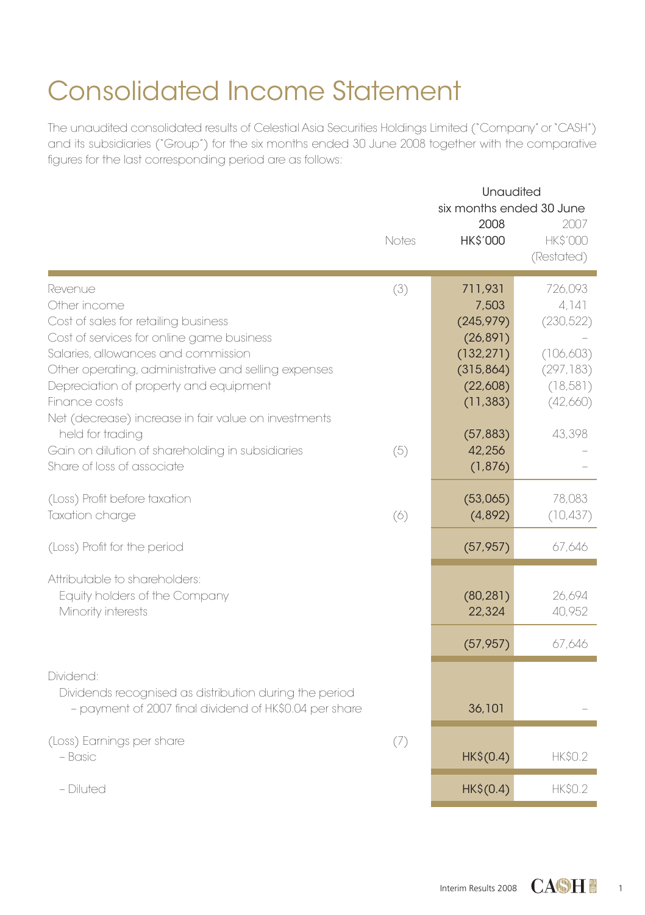# Consolidated Income Statement

The unaudited consolidated results of Celestial Asia Securities Holdings Limited ("Company" or "CASH") and its subsidiaries ("Group") for the six months ended 30 June 2008 together with the comparative figures for the last corresponding period are as follows:

| | Notes | Unaudited six months ended 30 June 2008 HK$'000 | 2007 HK$'000 (Restated) |
|---|---|---|---|
| Revenue | (3) | 711,931 | 726,093 |
| Other income | | 7,503 | 4,141 |
| Cost of sales for retailing business | | (245,979) | (230,522) |
| Cost of services for online game business | | (26,891) | – |
| Salaries, allowances and commission | | (132,271) | (106,603) |
| Other operating, administrative and selling expenses | | (315,864) | (297,183) |
| Depreciation of property and equipment | | (22,608) | (18,581) |
| Finance costs | | (11,383) | (42,660) |
| Net (decrease) increase in fair value on investments held for trading | | (57,883) | 43,398 |
| Gain on dilution of shareholding in subsidiaries | (5) | 42,256 | – |
| Share of loss of associate | | (1,876) | – |
| (Loss) Profit before taxation | | (53,065) | 78,083 |
| Taxation charge | (6) | (4,892) | (10,437) |
| (Loss) Profit for the period | | (57,957) | 67,646 |
| Attributable to shareholders: | | | |
| Equity holders of the Company | | (80,281) | 26,694 |
| Minority interests | | 22,324 | 40,952 |
| | | (57,957) | 67,646 |
| Dividend: | | | |
| Dividends recognised as distribution during the period – payment of 2007 final dividend of HK$0.04 per share | | 36,101 | – |
| (Loss) Earnings per share | (7) | | |
| – Basic | | HK$(0.4) | HK$0.2 |
| – Diluted | | HK$(0.4) | HK$0.2 |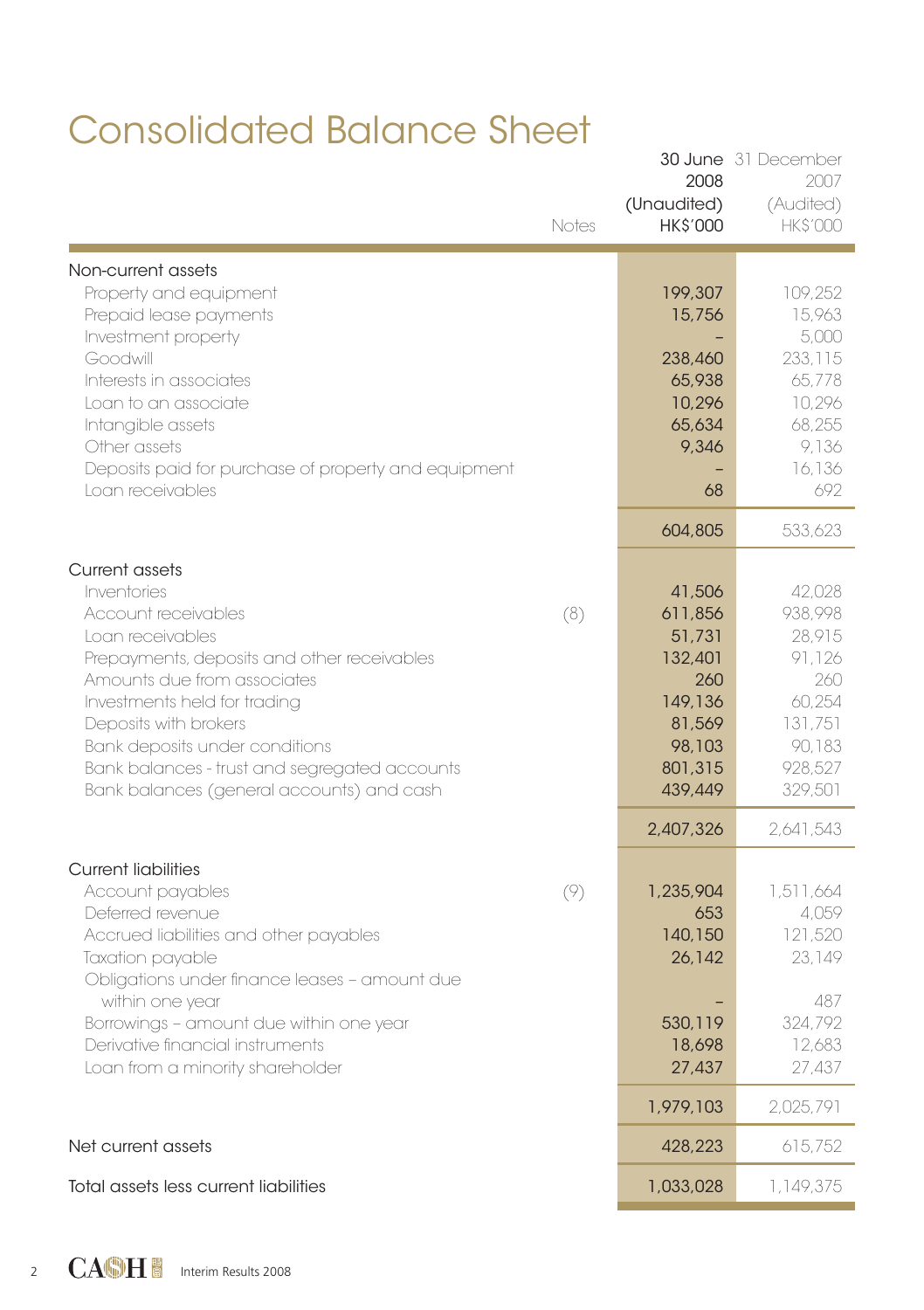# Consolidated Balance Sheet

| | Notes | 30 June 2008 (Unaudited) HK$'000 | 31 December 2007 (Audited) HK$'000 |
|---|---|---|---|
| **Non-current assets** | | | |
| Property and equipment | | 199,307 | 109,252 |
| Prepaid lease payments | | 15,756 | 15,963 |
| Investment property | | – | 5,000 |
| Goodwill | | 238,460 | 233,115 |
| Interests in associates | | 65,938 | 65,778 |
| Loan to an associate | | 10,296 | 10,296 |
| Intangible assets | | 65,634 | 68,255 |
| Other assets | | 9,346 | 9,136 |
| Deposits paid for purchase of property and equipment | | – | 16,136 |
| Loan receivables | | 68 | 692 |
| | | 604,805 | 533,623 |
| **Current assets** | | | |
| Inventories | | 41,506 | 42,028 |
| Account receivables | (8) | 611,856 | 938,998 |
| Loan receivables | | 51,731 | 28,915 |
| Prepayments, deposits and other receivables | | 132,401 | 91,126 |
| Amounts due from associates | | 260 | 260 |
| Investments held for trading | | 149,136 | 60,254 |
| Deposits with brokers | | 81,569 | 131,751 |
| Bank deposits under conditions | | 98,103 | 90,183 |
| Bank balances - trust and segregated accounts | | 801,315 | 928,527 |
| Bank balances (general accounts) and cash | | 439,449 | 329,501 |
| | | 2,407,326 | 2,641,543 |
| **Current liabilities** | | | |
| Account payables | (9) | 1,235,904 | 1,511,664 |
| Deferred revenue | | 653 | 4,059 |
| Accrued liabilities and other payables | | 140,150 | 121,520 |
| Taxation payable | | 26,142 | 23,149 |
| Obligations under finance leases – amount due within one year | | – | 487 |
| Borrowings – amount due within one year | | 530,119 | 324,792 |
| Derivative financial instruments | | 18,698 | 12,683 |
| Loan from a minority shareholder | | 27,437 | 27,437 |
| | | 1,979,103 | 2,025,791 |
| **Net current assets** | | 428,223 | 615,752 |
| **Total assets less current liabilities** | | 1,033,028 | 1,149,375 |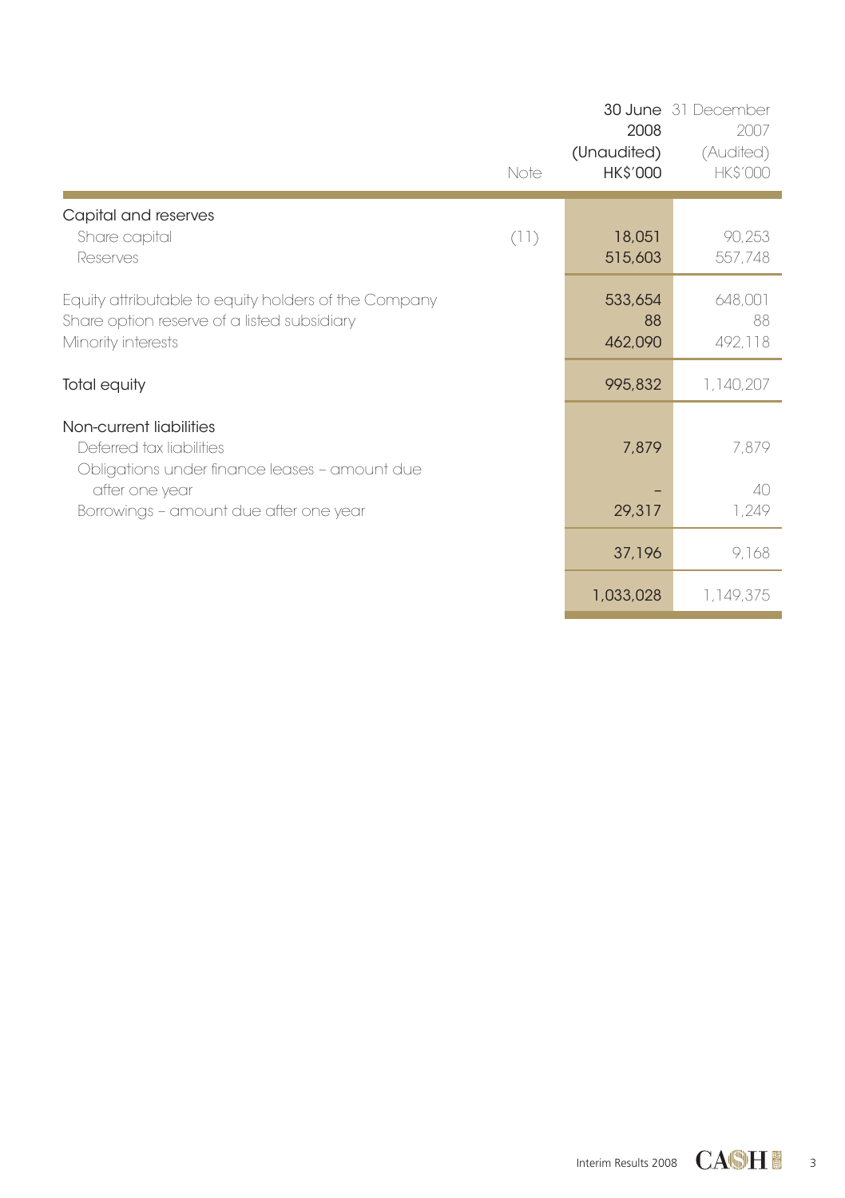| | Note | 30 June 2008 (Unaudited) HK$'000 | 31 December 2007 (Audited) HK$'000 |
|---|---|---|---|
| **Capital and reserves** | | | |
| Share capital | (11) | 18,051 | 90,253 |
| Reserves | | 515,603 | 557,748 |
| Equity attributable to equity holders of the Company | | 533,654 | 648,001 |
| Share option reserve of a listed subsidiary | | 88 | 88 |
| Minority interests | | 462,090 | 492,118 |
| **Total equity** | | 995,832 | 1,140,207 |
| **Non-current liabilities** | | | |
| Deferred tax liabilities | | 7,879 | 7,879 |
| Obligations under finance leases – amount due after one year | | – | 40 |
| Borrowings – amount due after one year | | 29,317 | 1,249 |
| | | 37,196 | 9,168 |
| | | 1,033,028 | 1,149,375 |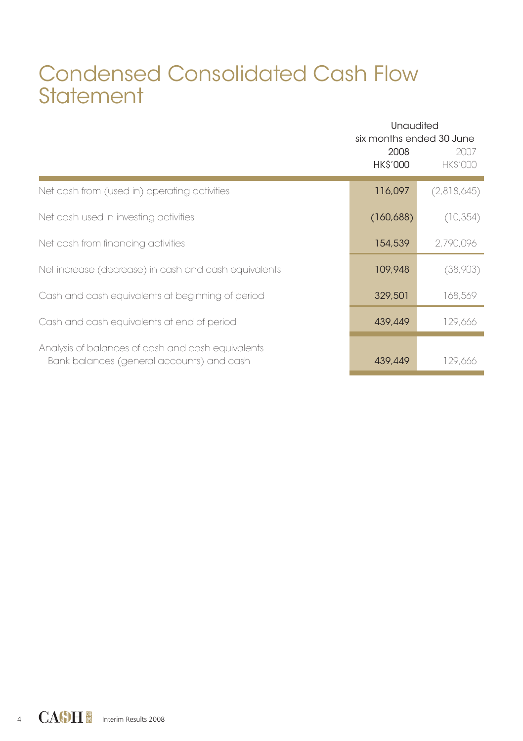# Condensed Consolidated Cash Flow Statement

| | Unaudited six months ended 30 June | |
|---|---|---|
| | 2008 | 2007 |
| | HK$'000 | HK$'000 |
| Net cash from (used in) operating activities | 116,097 | (2,818,645) |
| Net cash used in investing activities | (160,688) | (10,354) |
| Net cash from financing activities | 154,539 | 2,790,096 |
| Net increase (decrease) in cash and cash equivalents | 109,948 | (38,903) |
| Cash and cash equivalents at beginning of period | 329,501 | 168,569 |
| Cash and cash equivalents at end of period | 439,449 | 129,666 |
| Analysis of balances of cash and cash equivalents | | |
| Bank balances (general accounts) and cash | 439,449 | 129,666 |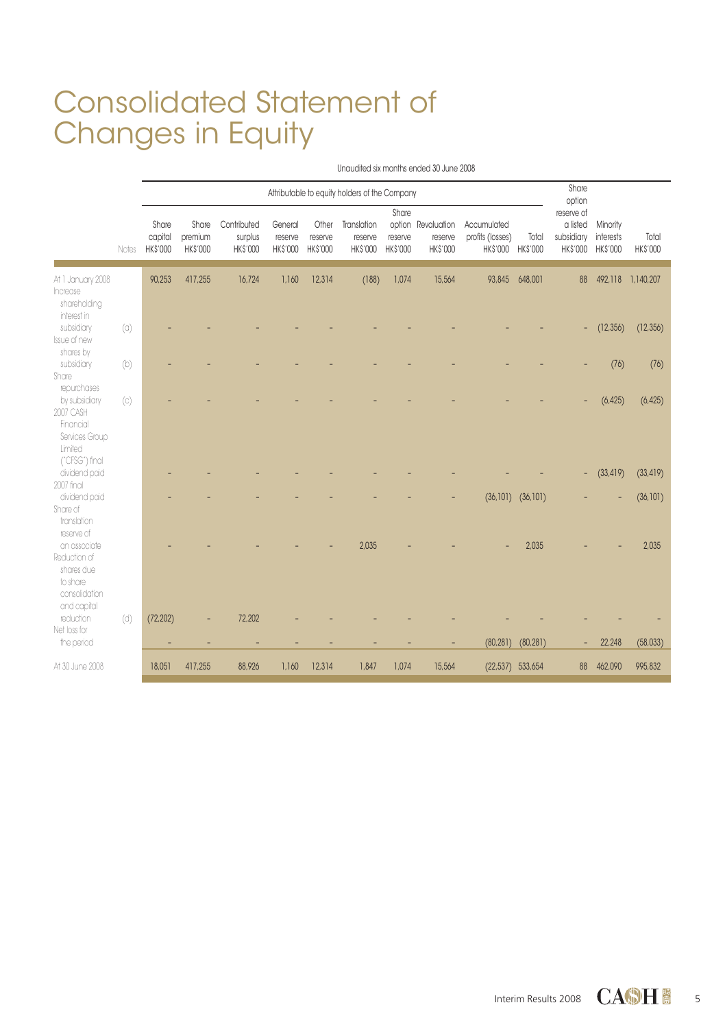# Consolidated Statement of Changes in Equity

Unaudited six months ended 30 June 2008

| | Notes | Attributable to equity holders of the Company | | | | | | | | | | Share option reserve of a listed subsidiary | Minority interests | Total |
|---|---|---|---|---|---|---|---|---|---|---|---|---|---|---|
| | | Share capital HK$'000 | Share premium HK$'000 | Contributed surplus HK$'000 | General reserve HK$'000 | Other reserve HK$'000 | Translation reserve HK$'000 | Share option reserve HK$'000 | Revaluation reserve HK$'000 | Accumulated profits (losses) HK$'000 | Total HK$'000 | HK$'000 | HK$'000 | HK$'000 |
| At 1 January 2008 | | 90,253 | 417,255 | 16,724 | 1,160 | 12,314 | (188) | 1,074 | 15,564 | 93,845 | 648,001 | 88 | 492,118 | 1,140,207 |
| Increase shareholding interest in subsidiary | (a) | – | – | – | – | – | – | – | – | – | – | – | (12,356) | (12,356) |
| Issue of new shares by subsidiary | (b) | – | – | – | – | – | – | – | – | – | – | – | (76) | (76) |
| Share repurchases by subsidiary | (c) | – | – | – | – | – | – | – | – | – | – | – | (6,425) | (6,425) |
| 2007 CASH Financial Services Group Limited ("CFSG") final dividend paid | | – | – | – | – | – | – | – | – | – | – | – | (33,419) | (33,419) |
| 2007 final dividend paid | | – | – | – | – | – | – | – | – | (36,101) | (36,101) | – | – | (36,101) |
| Share of translation reserve of an associate | | – | – | – | – | – | 2,035 | – | – | – | 2,035 | – | – | 2,035 |
| Reduction of shares due to share consolidation and capital reduction | (d) | (72,202) | – | 72,202 | – | – | – | – | – | – | – | – | – | – |
| Net loss for the period | | – | – | – | – | – | – | – | – | (80,281) | (80,281) | – | 22,248 | (58,033) |
| At 30 June 2008 | | 18,051 | 417,255 | 88,926 | 1,160 | 12,314 | 1,847 | 1,074 | 15,564 | (22,537) | 533,654 | 88 | 462,090 | 995,832 |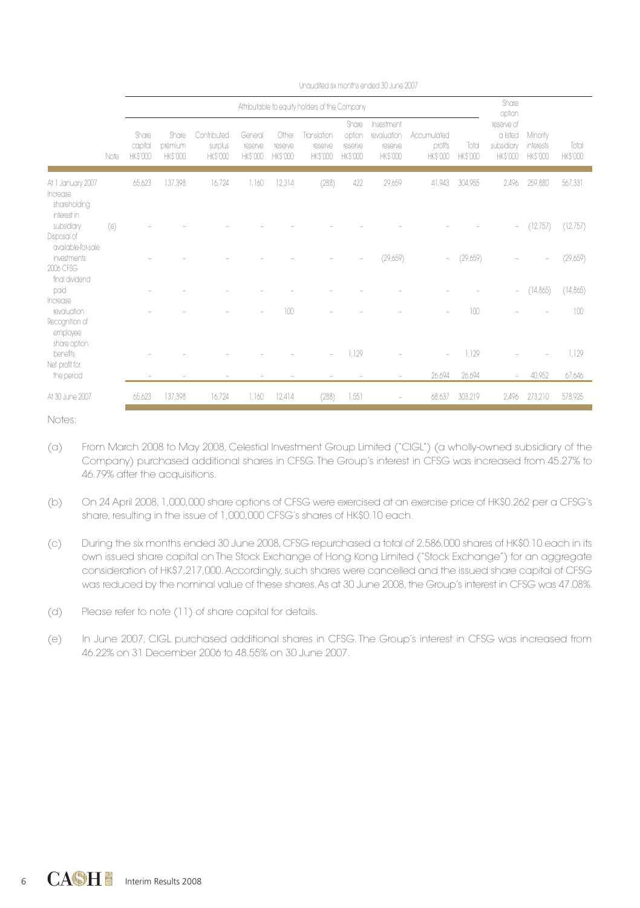| | | Unaudited six months ended 30 June 2007 | | | | | | | | | | | | |
|---|---|---|---|---|---|---|---|---|---|---|---|---|---|---|
| | | Attributable to equity holders of the Company | | | | | | | | | | Share option reserve of a listed subsidiary | Minority interests | Total |
| | Note | Share capital HK$'000 | Share premium HK$'000 | Contributed surplus HK$'000 | General reserve HK$'000 | Other reserve HK$'000 | Translation reserve HK$'000 | Share option reserve HK$'000 | Investment revaluation reserve HK$'000 | Accumulated profits HK$'000 | Total HK$'000 | HK$'000 | HK$'000 | HK$'000 |
| At 1 January 2007 | | 65,623 | 137,398 | 16,724 | 1,160 | 12,314 | (288) | 422 | 29,659 | 41,943 | 304,955 | 2,496 | 259,880 | 567,331 |
| Increase shareholding interest in subsidiary | (e) | – | – | – | – | – | – | – | – | – | – | – | (12,757) | (12,757) |
| Disposal of available-for-sale investments | | – | – | – | – | – | – | – | (29,659) | – | (29,659) | – | – | (29,659) |
| 2006 CFSG final dividend paid | | – | – | – | – | – | – | – | – | – | – | – | (14,865) | (14,865) |
| Increase revaluation | | – | – | – | – | 100 | – | – | – | – | 100 | – | – | 100 |
| Recognition of employee share option benefits | | – | – | – | – | – | – | 1,129 | – | – | 1,129 | – | – | 1,129 |
| Net profit for the period | | – | – | – | – | – | – | – | – | 26,694 | 26,694 | – | 40,952 | 67,646 |
| At 30 June 2007 | | 65,623 | 137,398 | 16,724 | 1,160 | 12,414 | (288) | 1,551 | – | 68,637 | 303,219 | 2,496 | 273,210 | 578,925 |

Notes:

(a) From March 2008 to May 2008, Celestial Investment Group Limited ("CIGL") (a wholly-owned subsidiary of the Company) purchased additional shares in CFSG. The Group's interest in CFSG was increased from 45.27% to 46.79% after the acquisitions.

(b) On 24 April 2008, 1,000,000 share options of CFSG were exercised at an exercise price of HK$0.262 per a CFSG's share, resulting in the issue of 1,000,000 CFSG's shares of HK$0.10 each.

(c) During the six months ended 30 June 2008, CFSG repurchased a total of 2,586,000 shares of HK$0.10 each in its own issued share capital on The Stock Exchange of Hong Kong Limited ("Stock Exchange") for an aggregate consideration of HK$7,217,000. Accordingly, such shares were cancelled and the issued share capital of CFSG was reduced by the nominal value of these shares. As at 30 June 2008, the Group's interest in CFSG was 47.08%.

(d) Please refer to note (11) of share capital for details.

(e) In June 2007, CIGL purchased additional shares in CFSG. The Group's interest in CFSG was increased from 46.22% on 31 December 2006 to 48.55% on 30 June 2007.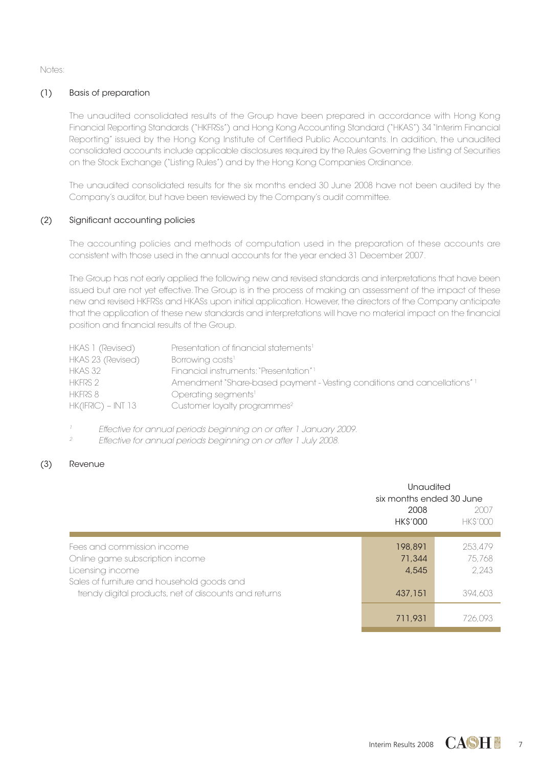Notes:

## (1) Basis of preparation

The unaudited consolidated results of the Group have been prepared in accordance with Hong Kong Financial Reporting Standards ("HKFRSs") and Hong Kong Accounting Standard ("HKAS") 34 "Interim Financial Reporting" issued by the Hong Kong Institute of Certified Public Accountants. In addition, the unaudited consolidated accounts include applicable disclosures required by the Rules Governing the Listing of Securities on the Stock Exchange ("Listing Rules") and by the Hong Kong Companies Ordinance.

The unaudited consolidated results for the six months ended 30 June 2008 have not been audited by the Company's auditor, but have been reviewed by the Company's audit committee.

## (2) Significant accounting policies

The accounting policies and methods of computation used in the preparation of these accounts are consistent with those used in the annual accounts for the year ended 31 December 2007.

The Group has not early applied the following new and revised standards and interpretations that have been issued but are not yet effective. The Group is in the process of making an assessment of the impact of these new and revised HKFRSs and HKASs upon initial application. However, the directors of the Company anticipate that the application of these new standards and interpretations will have no material impact on the financial position and financial results of the Group.

| | |
|---|---|
| HKAS 1 (Revised) | Presentation of financial statements[1] |
| HKAS 23 (Revised) | Borrowing costs[1] |
| HKAS 32 | Financial instruments: "Presentation"[1] |
| HKFRS 2 | Amendment "Share-based payment - Vesting conditions and cancellations"[1] |
| HKFRS 8 | Operating segments[1] |
| HK(IFRIC) – INT 13 | Customer loyalty programmes[2] |

[1] *Effective for annual periods beginning on or after 1 January 2009.*

[2] *Effective for annual periods beginning on or after 1 July 2008.*

## (3) Revenue

| | Unaudited six months ended 30 June | |
|---|---|---|
| | 2008 HK$'000 | 2007 HK$'000 |
| Fees and commission income | 198,891 | 253,479 |
| Online game subscription income | 71,344 | 75,768 |
| Licensing income | 4,545 | 2,243 |
| Sales of furniture and household goods and trendy digital products, net of discounts and returns | 437,151 | 394,603 |
| | 711,931 | 726,093 |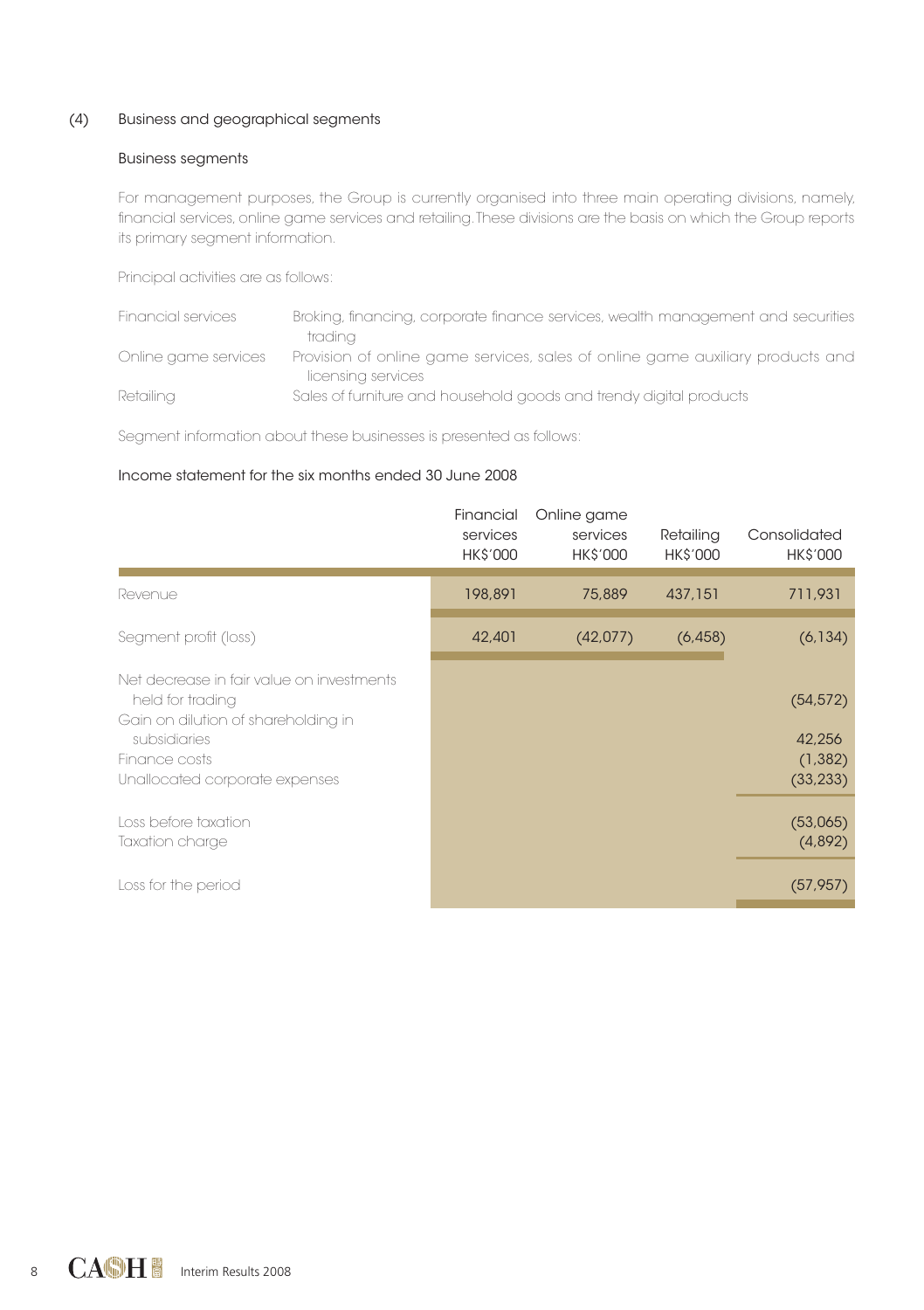## (4) Business and geographical segments

### Business segments

For management purposes, the Group is currently organised into three main operating divisions, namely, financial services, online game services and retailing. These divisions are the basis on which the Group reports its primary segment information.

Principal activities are as follows:

| | |
|---|---|
| Financial services | Broking, financing, corporate finance services, wealth management and securities trading |
| Online game services | Provision of online game services, sales of online game auxiliary products and licensing services |
| Retailing | Sales of furniture and household goods and trendy digital products |

Segment information about these businesses is presented as follows:

Income statement for the six months ended 30 June 2008

| | Financial services HK$'000 | Online game services HK$'000 | Retailing HK$'000 | Consolidated HK$'000 |
|---|---|---|---|---|
| Revenue | 198,891 | 75,889 | 437,151 | 711,931 |
| Segment profit (loss) | 42,401 | (42,077) | (6,458) | (6,134) |
| Net decrease in fair value on investments held for trading | | | | (54,572) |
| Gain on dilution of shareholding in subsidiaries | | | | 42,256 |
| Finance costs | | | | (1,382) |
| Unallocated corporate expenses | | | | (33,233) |
| Loss before taxation | | | | (53,065) |
| Taxation charge | | | | (4,892) |
| Loss for the period | | | | (57,957) |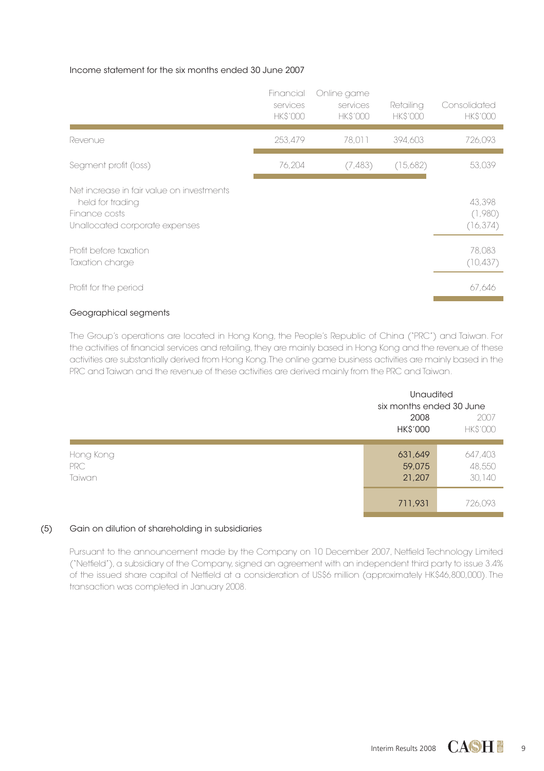Income statement for the six months ended 30 June 2007

| | Financial services HK$'000 | Online game services HK$'000 | Retailing HK$'000 | Consolidated HK$'000 |
|---|---|---|---|---|
| Revenue | 253,479 | 78,011 | 394,603 | 726,093 |
| Segment profit (loss) | 76,204 | (7,483) | (15,682) | 53,039 |
| Net increase in fair value on investments held for trading | | | | 43,398 |
| Finance costs | | | | (1,980) |
| Unallocated corporate expenses | | | | (16,374) |
| Profit before taxation | | | | 78,083 |
| Taxation charge | | | | (10,437) |
| Profit for the period | | | | 67,646 |

### Geographical segments

The Group's operations are located in Hong Kong, the People's Republic of China ("PRC") and Taiwan. For the activities of financial services and retailing, they are mainly based in Hong Kong and the revenue of these activities are substantially derived from Hong Kong. The online game business activities are mainly based in the PRC and Taiwan and the revenue of these activities are derived mainly from the PRC and Taiwan.

| | Unaudited six months ended 30 June 2008 HK$'000 | Unaudited six months ended 30 June 2007 HK$'000 |
|---|---|---|
| Hong Kong | 631,649 | 647,403 |
| PRC | 59,075 | 48,550 |
| Taiwan | 21,207 | 30,140 |
| | 711,931 | 726,093 |

(5) Gain on dilution of shareholding in subsidiaries

Pursuant to the announcement made by the Company on 10 December 2007, Netfield Technology Limited ("Netfield"), a subsidiary of the Company, signed an agreement with an independent third party to issue 3.4% of the issued share capital of Netfield at a consideration of US$6 million (approximately HK$46,800,000). The transaction was completed in January 2008.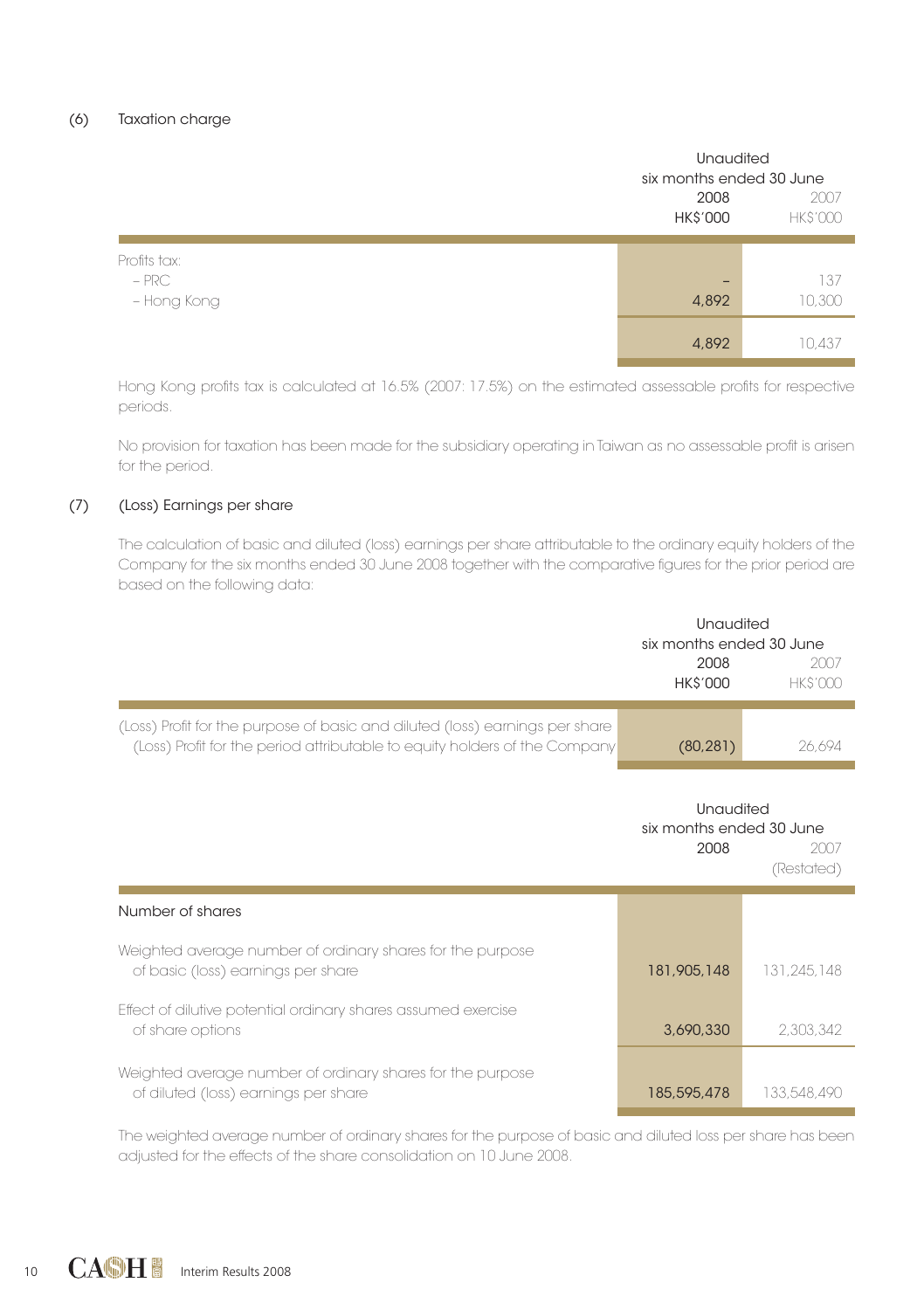### (6) Taxation charge

| | Unaudited six months ended 30 June | |
|---|---|---|
| | 2008 | 2007 |
| | HK$'000 | HK$'000 |
| Profits tax: | | |
| – PRC | – | 137 |
| – Hong Kong | 4,892 | 10,300 |
| | 4,892 | 10,437 |

Hong Kong profits tax is calculated at 16.5% (2007: 17.5%) on the estimated assessable profits for respective periods.

No provision for taxation has been made for the subsidiary operating in Taiwan as no assessable profit is arisen for the period.

### (7) (Loss) Earnings per share

The calculation of basic and diluted (loss) earnings per share attributable to the ordinary equity holders of the Company for the six months ended 30 June 2008 together with the comparative figures for the prior period are based on the following data:

| | Unaudited six months ended 30 June | |
|---|---|---|
| | 2008 | 2007 |
| | HK$'000 | HK$'000 |
| (Loss) Profit for the purpose of basic and diluted (loss) earnings per share | | |
| (Loss) Profit for the period attributable to equity holders of the Company | (80,281) | 26,694 |

| | Unaudited six months ended 30 June | |
|---|---|---|
| | 2008 | 2007 (Restated) |
| Number of shares | | |
| Weighted average number of ordinary shares for the purpose of basic (loss) earnings per share | 181,905,148 | 131,245,148 |
| Effect of dilutive potential ordinary shares assumed exercise of share options | 3,690,330 | 2,303,342 |
| Weighted average number of ordinary shares for the purpose of diluted (loss) earnings per share | 185,595,478 | 133,548,490 |

The weighted average number of ordinary shares for the purpose of basic and diluted loss per share has been adjusted for the effects of the share consolidation on 10 June 2008.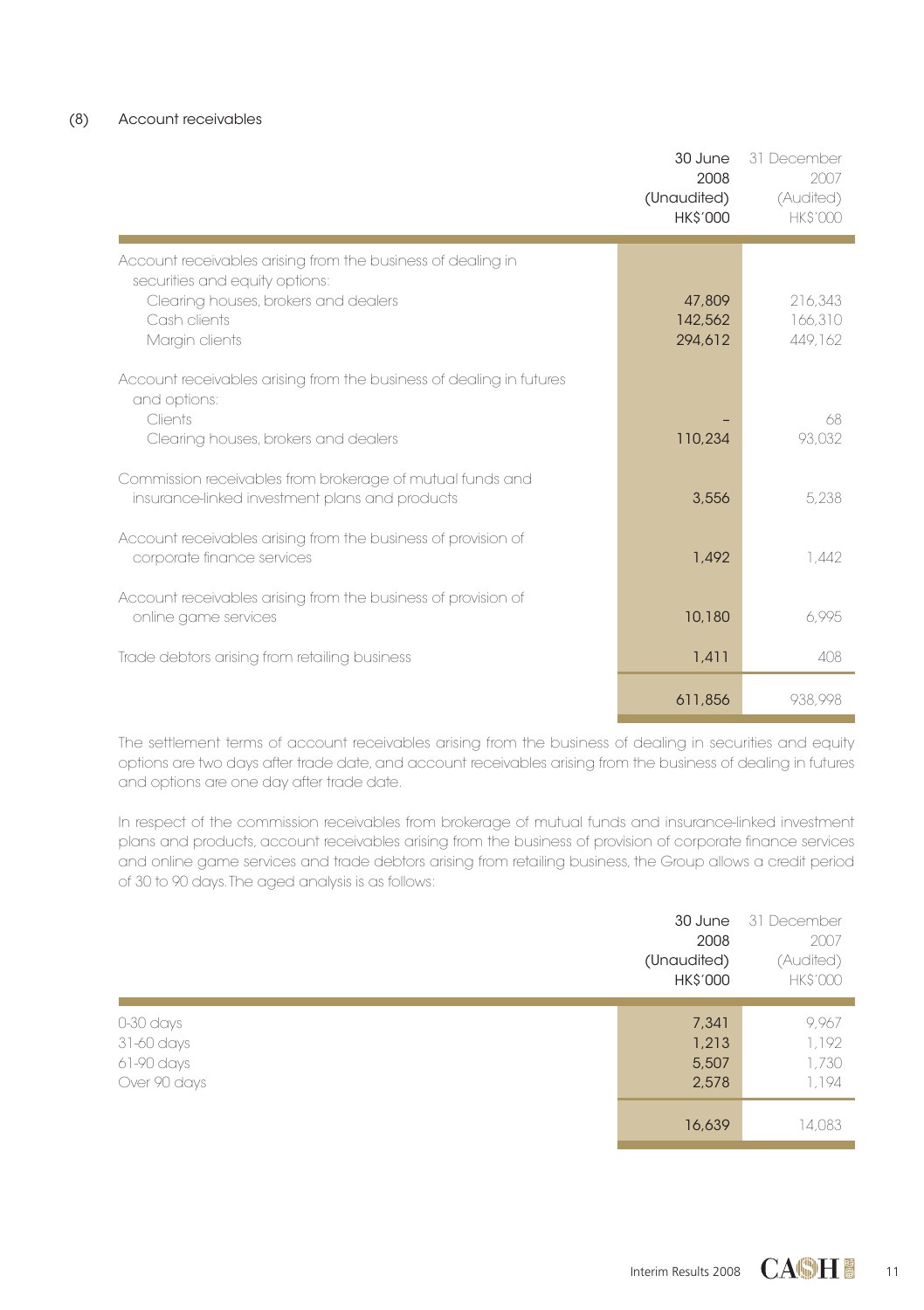(8) Account receivables

| | 30 June 2008 (Unaudited) HK$'000 | 31 December 2007 (Audited) HK$'000 |
|---|---|---|
| Account receivables arising from the business of dealing in securities and equity options: | | |
| Clearing houses, brokers and dealers | 47,809 | 216,343 |
| Cash clients | 142,562 | 166,310 |
| Margin clients | 294,612 | 449,162 |
| Account receivables arising from the business of dealing in futures and options: | | |
| Clients | – | 68 |
| Clearing houses, brokers and dealers | 110,234 | 93,032 |
| Commission receivables from brokerage of mutual funds and insurance-linked investment plans and products | 3,556 | 5,238 |
| Account receivables arising from the business of provision of corporate finance services | 1,492 | 1,442 |
| Account receivables arising from the business of provision of online game services | 10,180 | 6,995 |
| Trade debtors arising from retailing business | 1,411 | 408 |
| | 611,856 | 938,998 |

The settlement terms of account receivables arising from the business of dealing in securities and equity options are two days after trade date, and account receivables arising from the business of dealing in futures and options are one day after trade date.

In respect of the commission receivables from brokerage of mutual funds and insurance-linked investment plans and products, account receivables arising from the business of provision of corporate finance services and online game services and trade debtors arising from retailing business, the Group allows a credit period of 30 to 90 days. The aged analysis is as follows:

| | 30 June 2008 (Unaudited) HK$'000 | 31 December 2007 (Audited) HK$'000 |
|---|---|---|
| 0-30 days | 7,341 | 9,967 |
| 31-60 days | 1,213 | 1,192 |
| 61-90 days | 5,507 | 1,730 |
| Over 90 days | 2,578 | 1,194 |
| | 16,639 | 14,083 |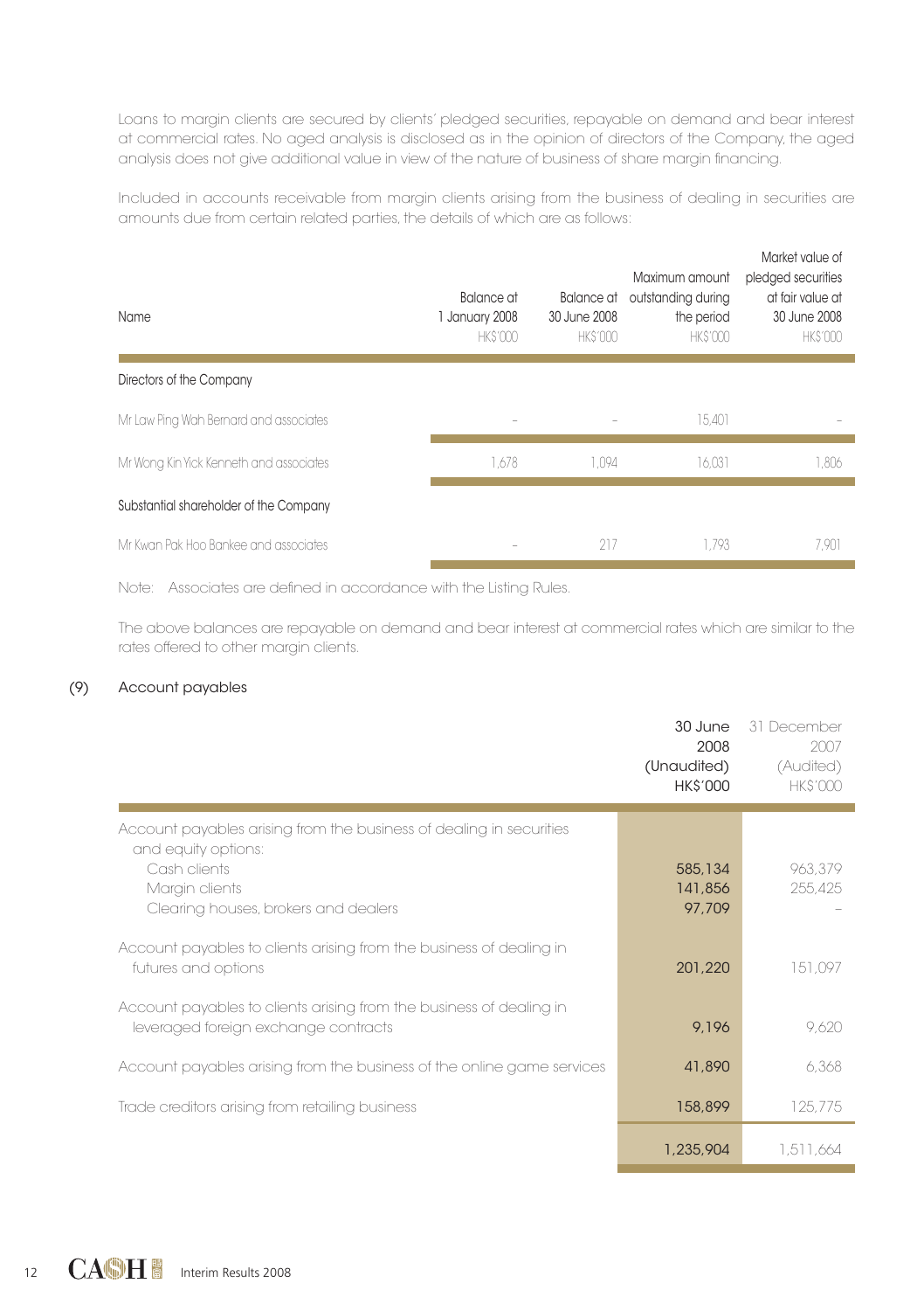Loans to margin clients are secured by clients' pledged securities, repayable on demand and bear interest at commercial rates. No aged analysis is disclosed as in the opinion of directors of the Company, the aged analysis does not give additional value in view of the nature of business of share margin financing.

Included in accounts receivable from margin clients arising from the business of dealing in securities are amounts due from certain related parties, the details of which are as follows:

| Name | Balance at 1 January 2008 HK$'000 | Balance at 30 June 2008 HK$'000 | Maximum amount outstanding during the period HK$'000 | Market value of pledged securities at fair value at 30 June 2008 HK$'000 |
|---|---|---|---|---|
| Directors of the Company | | | | |
| Mr Law Ping Wah Bernard and associates | – | – | 15,401 | – |
| Mr Wong Kin Yick Kenneth and associates | 1,678 | 1,094 | 16,031 | 1,806 |
| Substantial shareholder of the Company | | | | |
| Mr Kwan Pak Hoo Bankee and associates | – | 217 | 1,793 | 7,901 |

Note: Associates are defined in accordance with the Listing Rules.

The above balances are repayable on demand and bear interest at commercial rates which are similar to the rates offered to other margin clients.

## (9) Account payables

| | 30 June 2008 (Unaudited) HK$'000 | 31 December 2007 (Audited) HK$'000 |
|---|---|---|
| Account payables arising from the business of dealing in securities and equity options: | | |
| Cash clients | 585,134 | 963,379 |
| Margin clients | 141,856 | 255,425 |
| Clearing houses, brokers and dealers | 97,709 | – |
| Account payables to clients arising from the business of dealing in futures and options | 201,220 | 151,097 |
| Account payables to clients arising from the business of dealing in leveraged foreign exchange contracts | 9,196 | 9,620 |
| Account payables arising from the business of the online game services | 41,890 | 6,368 |
| Trade creditors arising from retailing business | 158,899 | 125,775 |
| | 1,235,904 | 1,511,664 |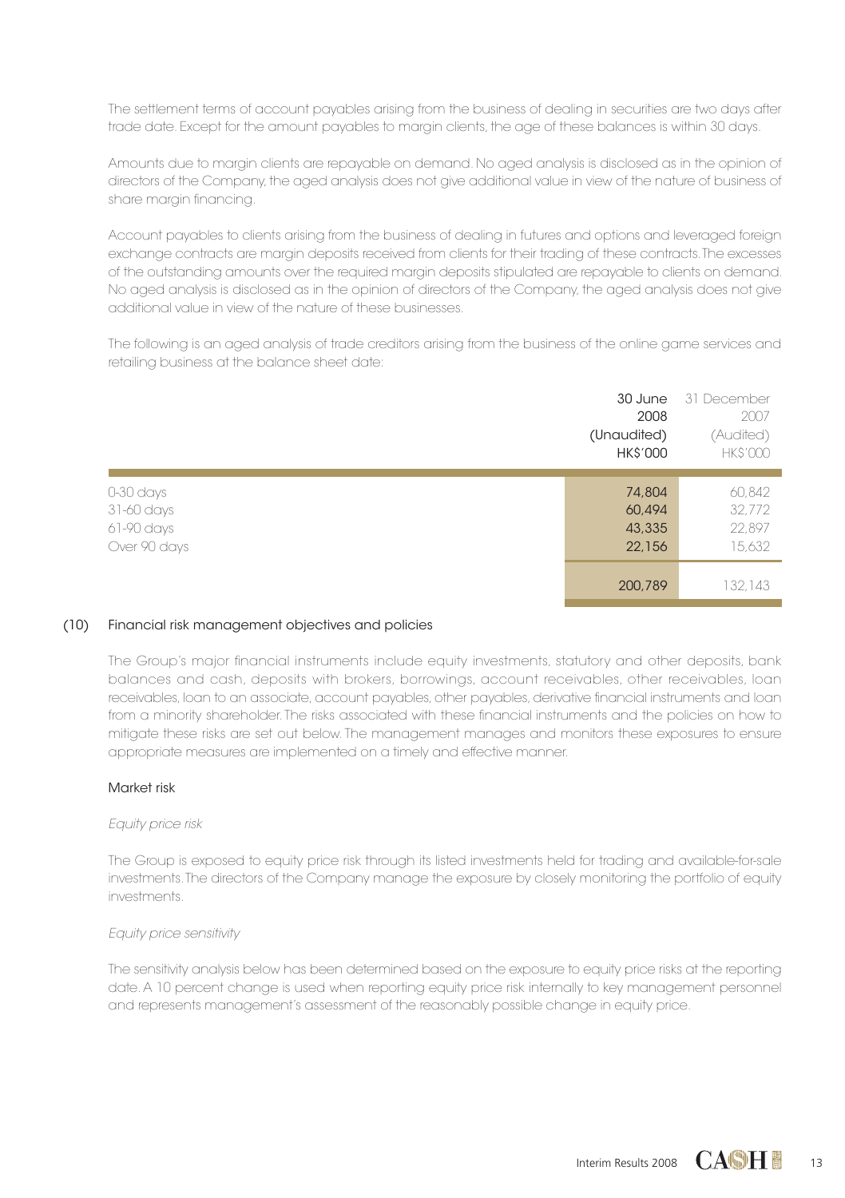The settlement terms of account payables arising from the business of dealing in securities are two days after trade date. Except for the amount payables to margin clients, the age of these balances is within 30 days.

Amounts due to margin clients are repayable on demand. No aged analysis is disclosed as in the opinion of directors of the Company, the aged analysis does not give additional value in view of the nature of business of share margin financing.

Account payables to clients arising from the business of dealing in futures and options and leveraged foreign exchange contracts are margin deposits received from clients for their trading of these contracts. The excesses of the outstanding amounts over the required margin deposits stipulated are repayable to clients on demand. No aged analysis is disclosed as in the opinion of directors of the Company, the aged analysis does not give additional value in view of the nature of these businesses.

The following is an aged analysis of trade creditors arising from the business of the online game services and retailing business at the balance sheet date:

| | 30 June 2008 (Unaudited) HK$'000 | 31 December 2007 (Audited) HK$'000 |
|---|---|---|
| 0-30 days | 74,804 | 60,842 |
| 31-60 days | 60,494 | 32,772 |
| 61-90 days | 43,335 | 22,897 |
| Over 90 days | 22,156 | 15,632 |
| | 200,789 | 132,143 |

## (10) Financial risk management objectives and policies

The Group's major financial instruments include equity investments, statutory and other deposits, bank balances and cash, deposits with brokers, borrowings, account receivables, other receivables, loan receivables, loan to an associate, account payables, other payables, derivative financial instruments and loan from a minority shareholder. The risks associated with these financial instruments and the policies on how to mitigate these risks are set out below. The management manages and monitors these exposures to ensure appropriate measures are implemented on a timely and effective manner.

### Market risk

*Equity price risk*

The Group is exposed to equity price risk through its listed investments held for trading and available-for-sale investments. The directors of the Company manage the exposure by closely monitoring the portfolio of equity investments.

*Equity price sensitivity*

The sensitivity analysis below has been determined based on the exposure to equity price risks at the reporting date. A 10 percent change is used when reporting equity price risk internally to key management personnel and represents management's assessment of the reasonably possible change in equity price.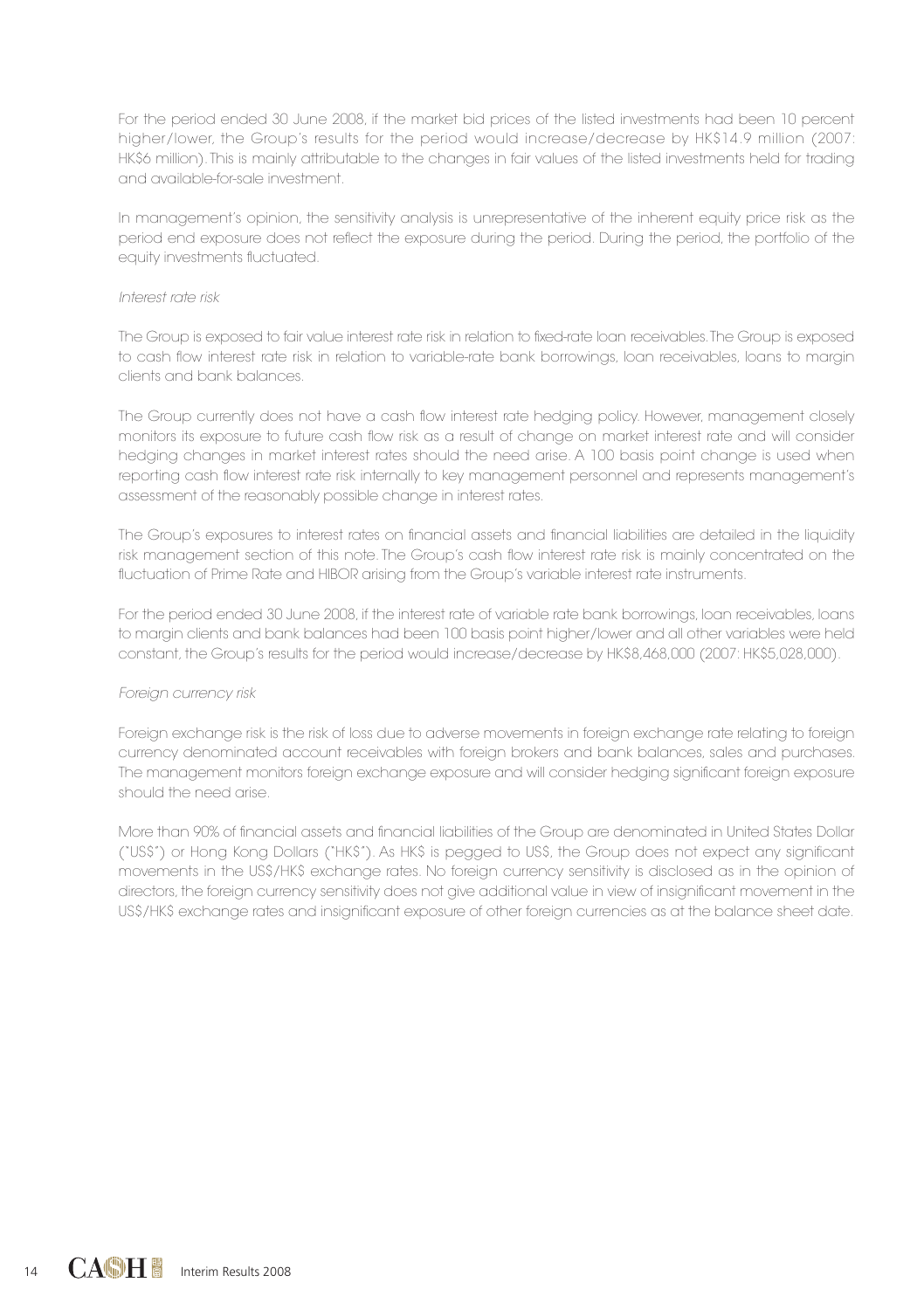For the period ended 30 June 2008, if the market bid prices of the listed investments had been 10 percent higher/lower, the Group's results for the period would increase/decrease by HK$14.9 million (2007: HK$6 million). This is mainly attributable to the changes in fair values of the listed investments held for trading and available-for-sale investment.

In management's opinion, the sensitivity analysis is unrepresentative of the inherent equity price risk as the period end exposure does not reflect the exposure during the period. During the period, the portfolio of the equity investments fluctuated.

*Interest rate risk*

The Group is exposed to fair value interest rate risk in relation to fixed-rate loan receivables. The Group is exposed to cash flow interest rate risk in relation to variable-rate bank borrowings, loan receivables, loans to margin clients and bank balances.

The Group currently does not have a cash flow interest rate hedging policy. However, management closely monitors its exposure to future cash flow risk as a result of change on market interest rate and will consider hedging changes in market interest rates should the need arise. A 100 basis point change is used when reporting cash flow interest rate risk internally to key management personnel and represents management's assessment of the reasonably possible change in interest rates.

The Group's exposures to interest rates on financial assets and financial liabilities are detailed in the liquidity risk management section of this note. The Group's cash flow interest rate risk is mainly concentrated on the fluctuation of Prime Rate and HIBOR arising from the Group's variable interest rate instruments.

For the period ended 30 June 2008, if the interest rate of variable rate bank borrowings, loan receivables, loans to margin clients and bank balances had been 100 basis point higher/lower and all other variables were held constant, the Group's results for the period would increase/decrease by HK$8,468,000 (2007: HK$5,028,000).

*Foreign currency risk*

Foreign exchange risk is the risk of loss due to adverse movements in foreign exchange rate relating to foreign currency denominated account receivables with foreign brokers and bank balances, sales and purchases. The management monitors foreign exchange exposure and will consider hedging significant foreign exposure should the need arise.

More than 90% of financial assets and financial liabilities of the Group are denominated in United States Dollar ("US$") or Hong Kong Dollars ("HK$"). As HK$ is pegged to US$, the Group does not expect any significant movements in the US$/HK$ exchange rates. No foreign currency sensitivity is disclosed as in the opinion of directors, the foreign currency sensitivity does not give additional value in view of insignificant movement in the US$/HK$ exchange rates and insignificant exposure of other foreign currencies as at the balance sheet date.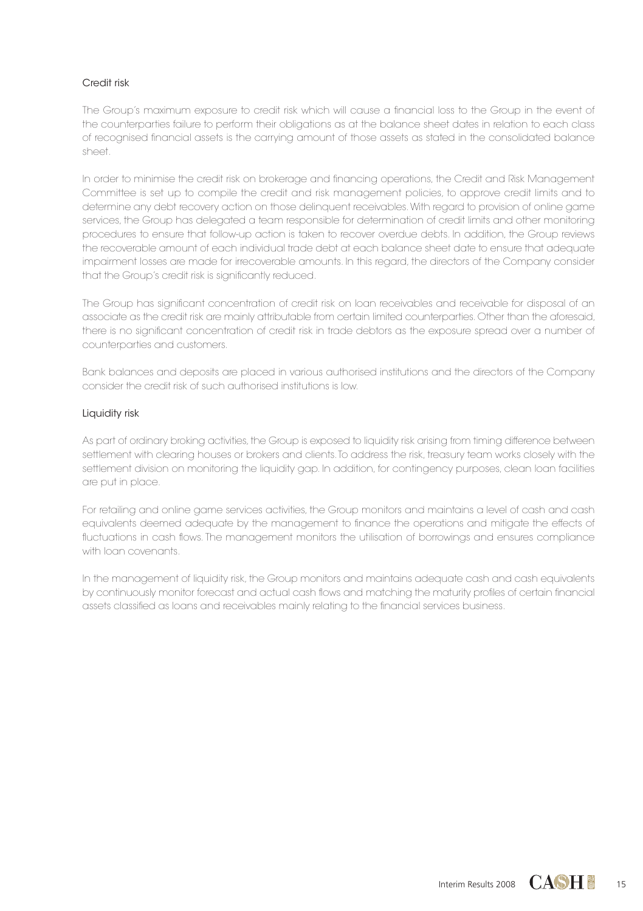### Credit risk

The Group's maximum exposure to credit risk which will cause a financial loss to the Group in the event of the counterparties failure to perform their obligations as at the balance sheet dates in relation to each class of recognised financial assets is the carrying amount of those assets as stated in the consolidated balance sheet.

In order to minimise the credit risk on brokerage and financing operations, the Credit and Risk Management Committee is set up to compile the credit and risk management policies, to approve credit limits and to determine any debt recovery action on those delinquent receivables. With regard to provision of online game services, the Group has delegated a team responsible for determination of credit limits and other monitoring procedures to ensure that follow-up action is taken to recover overdue debts. In addition, the Group reviews the recoverable amount of each individual trade debt at each balance sheet date to ensure that adequate impairment losses are made for irrecoverable amounts. In this regard, the directors of the Company consider that the Group's credit risk is significantly reduced.

The Group has significant concentration of credit risk on loan receivables and receivable for disposal of an associate as the credit risk are mainly attributable from certain limited counterparties. Other than the aforesaid, there is no significant concentration of credit risk in trade debtors as the exposure spread over a number of counterparties and customers.

Bank balances and deposits are placed in various authorised institutions and the directors of the Company consider the credit risk of such authorised institutions is low.

### Liquidity risk

As part of ordinary broking activities, the Group is exposed to liquidity risk arising from timing difference between settlement with clearing houses or brokers and clients. To address the risk, treasury team works closely with the settlement division on monitoring the liquidity gap. In addition, for contingency purposes, clean loan facilities are put in place.

For retailing and online game services activities, the Group monitors and maintains a level of cash and cash equivalents deemed adequate by the management to finance the operations and mitigate the effects of fluctuations in cash flows. The management monitors the utilisation of borrowings and ensures compliance with loan covenants.

In the management of liquidity risk, the Group monitors and maintains adequate cash and cash equivalents by continuously monitor forecast and actual cash flows and matching the maturity profiles of certain financial assets classified as loans and receivables mainly relating to the financial services business.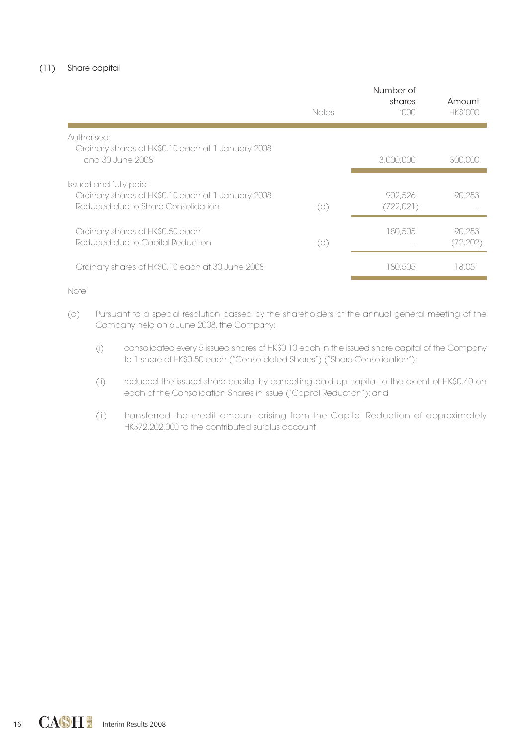### (11) Share capital

| | Notes | Number of shares '000 | Amount HK$'000 |
|---|---|---|---|
| Authorised: | | | |
| Ordinary shares of HK$0.10 each at 1 January 2008 and 30 June 2008 | | 3,000,000 | 300,000 |
| Issued and fully paid: | | | |
| Ordinary shares of HK$0.10 each at 1 January 2008 | | 902,526 | 90,253 |
| Reduced due to Share Consolidation | (a) | (722,021) | – |
| Ordinary shares of HK$0.50 each | | 180,505 | 90,253 |
| Reduced due to Capital Reduction | (a) | – | (72,202) |
| Ordinary shares of HK$0.10 each at 30 June 2008 | | 180,505 | 18,051 |

Note:

(a) Pursuant to a special resolution passed by the shareholders at the annual general meeting of the Company held on 6 June 2008, the Company:

(i) consolidated every 5 issued shares of HK$0.10 each in the issued share capital of the Company to 1 share of HK$0.50 each ("Consolidated Shares") ("Share Consolidation");

(ii) reduced the issued share capital by cancelling paid up capital to the extent of HK$0.40 on each of the Consolidation Shares in issue ("Capital Reduction"); and

(iii) transferred the credit amount arising from the Capital Reduction of approximately HK$72,202,000 to the contributed surplus account.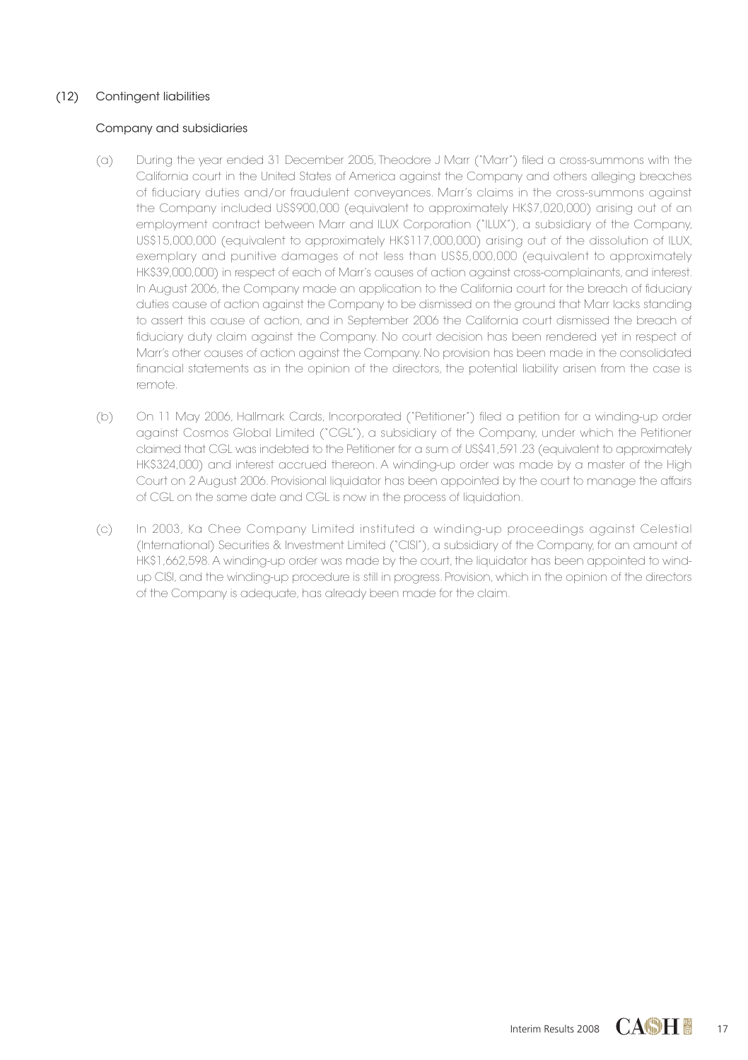## (12) Contingent liabilities

### Company and subsidiaries

(a) During the year ended 31 December 2005, Theodore J Marr ("Marr") filed a cross-summons with the California court in the United States of America against the Company and others alleging breaches of fiduciary duties and/or fraudulent conveyances. Marr's claims in the cross-summons against the Company included US$900,000 (equivalent to approximately HK$7,020,000) arising out of an employment contract between Marr and ILUX Corporation ("ILUX"), a subsidiary of the Company, US$15,000,000 (equivalent to approximately HK$117,000,000) arising out of the dissolution of ILUX, exemplary and punitive damages of not less than US$5,000,000 (equivalent to approximately HK$39,000,000) in respect of each of Marr's causes of action against cross-complainants, and interest. In August 2006, the Company made an application to the California court for the breach of fiduciary duties cause of action against the Company to be dismissed on the ground that Marr lacks standing to assert this cause of action, and in September 2006 the California court dismissed the breach of fiduciary duty claim against the Company. No court decision has been rendered yet in respect of Marr's other causes of action against the Company. No provision has been made in the consolidated financial statements as in the opinion of the directors, the potential liability arisen from the case is remote.

(b) On 11 May 2006, Hallmark Cards, Incorporated ("Petitioner") filed a petition for a winding-up order against Cosmos Global Limited ("CGL"), a subsidiary of the Company, under which the Petitioner claimed that CGL was indebted to the Petitioner for a sum of US$41,591.23 (equivalent to approximately HK$324,000) and interest accrued thereon. A winding-up order was made by a master of the High Court on 2 August 2006. Provisional liquidator has been appointed by the court to manage the affairs of CGL on the same date and CGL is now in the process of liquidation.

(c) In 2003, Ka Chee Company Limited instituted a winding-up proceedings against Celestial (International) Securities & Investment Limited ("CISI"), a subsidiary of the Company, for an amount of HK$1,662,598. A winding-up order was made by the court, the liquidator has been appointed to wind-up CISI, and the winding-up procedure is still in progress. Provision, which in the opinion of the directors of the Company is adequate, has already been made for the claim.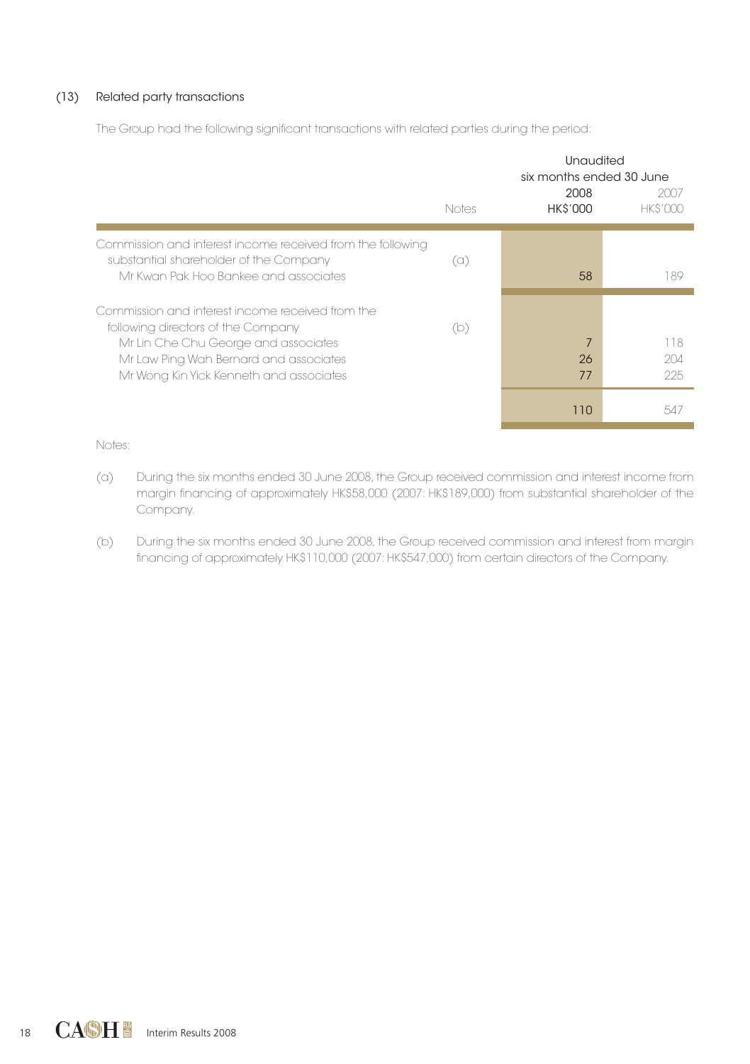## (13) Related party transactions

The Group had the following significant transactions with related parties during the period:

| | Notes | Unaudited six months ended 30 June 2008 HK$'000 | Unaudited six months ended 30 June 2007 HK$'000 |
|---|---|---|---|
| Commission and interest income received from the following substantial shareholder of the Company | (a) | | |
| Mr Kwan Pak Hoo Bankee and associates | | 58 | 189 |
| Commission and interest income received from the following directors of the Company | (b) | | |
| Mr Lin Che Chu George and associates | | 7 | 118 |
| Mr Law Ping Wah Bernard and associates | | 26 | 204 |
| Mr Wong Kin Yick Kenneth and associates | | 77 | 225 |
| | | 110 | 547 |

Notes:

(a) During the six months ended 30 June 2008, the Group received commission and interest income from margin financing of approximately HK$58,000 (2007: HK$189,000) from substantial shareholder of the Company.

(b) During the six months ended 30 June 2008, the Group received commission and interest from margin financing of approximately HK$110,000 (2007: HK$547,000) from certain directors of the Company.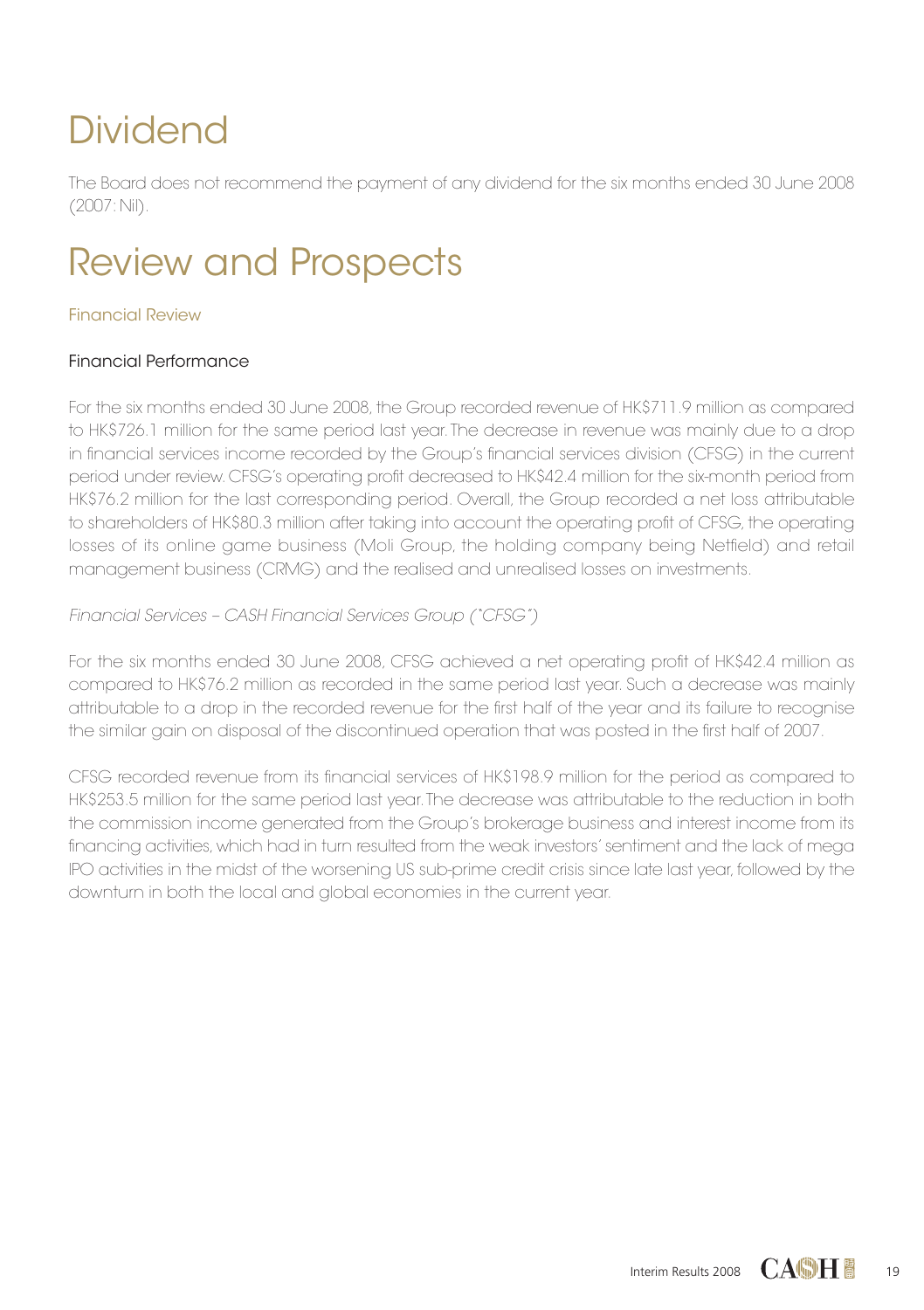# Dividend

The Board does not recommend the payment of any dividend for the six months ended 30 June 2008 (2007: Nil).

# Review and Prospects

## Financial Review

### Financial Performance

For the six months ended 30 June 2008, the Group recorded revenue of HK$711.9 million as compared to HK$726.1 million for the same period last year. The decrease in revenue was mainly due to a drop in financial services income recorded by the Group's financial services division (CFSG) in the current period under review. CFSG's operating profit decreased to HK$42.4 million for the six-month period from HK$76.2 million for the last corresponding period. Overall, the Group recorded a net loss attributable to shareholders of HK$80.3 million after taking into account the operating profit of CFSG, the operating losses of its online game business (Moli Group, the holding company being Netfield) and retail management business (CRMG) and the realised and unrealised losses on investments.

*Financial Services – CASH Financial Services Group ("CFSG")*

For the six months ended 30 June 2008, CFSG achieved a net operating profit of HK$42.4 million as compared to HK$76.2 million as recorded in the same period last year. Such a decrease was mainly attributable to a drop in the recorded revenue for the first half of the year and its failure to recognise the similar gain on disposal of the discontinued operation that was posted in the first half of 2007.

CFSG recorded revenue from its financial services of HK$198.9 million for the period as compared to HK$253.5 million for the same period last year. The decrease was attributable to the reduction in both the commission income generated from the Group's brokerage business and interest income from its financing activities, which had in turn resulted from the weak investors' sentiment and the lack of mega IPO activities in the midst of the worsening US sub-prime credit crisis since late last year, followed by the downturn in both the local and global economies in the current year.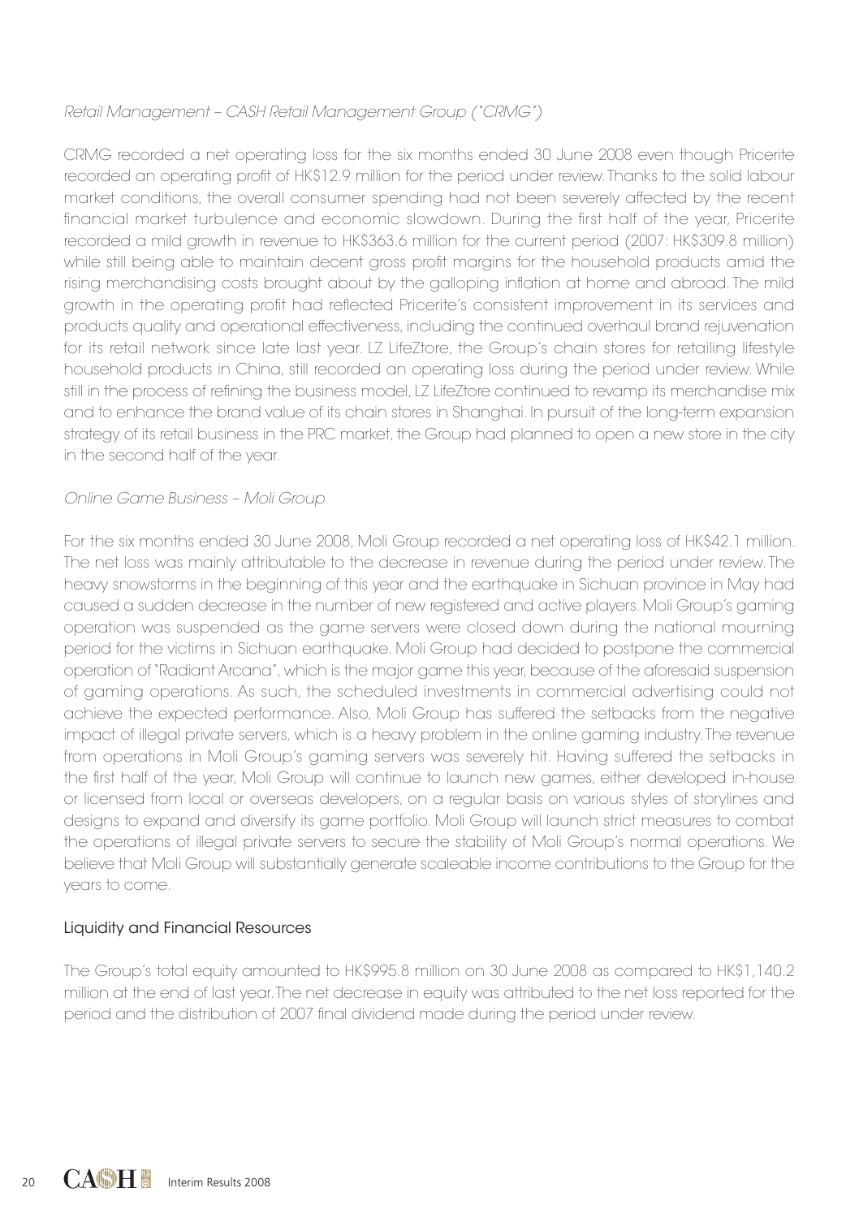*Retail Management – CASH Retail Management Group ("CRMG")*

CRMG recorded a net operating loss for the six months ended 30 June 2008 even though Pricerite recorded an operating profit of HK$12.9 million for the period under review. Thanks to the solid labour market conditions, the overall consumer spending had not been severely affected by the recent financial market turbulence and economic slowdown. During the first half of the year, Pricerite recorded a mild growth in revenue to HK$363.6 million for the current period (2007: HK$309.8 million) while still being able to maintain decent gross profit margins for the household products amid the rising merchandising costs brought about by the galloping inflation at home and abroad. The mild growth in the operating profit had reflected Pricerite's consistent improvement in its services and products quality and operational effectiveness, including the continued overhaul brand rejuvenation for its retail network since late last year. LZ LifeZtore, the Group's chain stores for retailing lifestyle household products in China, still recorded an operating loss during the period under review. While still in the process of refining the business model, LZ LifeZtore continued to revamp its merchandise mix and to enhance the brand value of its chain stores in Shanghai. In pursuit of the long-term expansion strategy of its retail business in the PRC market, the Group had planned to open a new store in the city in the second half of the year.

*Online Game Business – Moli Group*

For the six months ended 30 June 2008, Moli Group recorded a net operating loss of HK$42.1 million. The net loss was mainly attributable to the decrease in revenue during the period under review. The heavy snowstorms in the beginning of this year and the earthquake in Sichuan province in May had caused a sudden decrease in the number of new registered and active players. Moli Group's gaming operation was suspended as the game servers were closed down during the national mourning period for the victims in Sichuan earthquake. Moli Group had decided to postpone the commercial operation of "Radiant Arcana", which is the major game this year, because of the aforesaid suspension of gaming operations. As such, the scheduled investments in commercial advertising could not achieve the expected performance. Also, Moli Group has suffered the setbacks from the negative impact of illegal private servers, which is a heavy problem in the online gaming industry. The revenue from operations in Moli Group's gaming servers was severely hit. Having suffered the setbacks in the first half of the year, Moli Group will continue to launch new games, either developed in-house or licensed from local or overseas developers, on a regular basis on various styles of storylines and designs to expand and diversify its game portfolio. Moli Group will launch strict measures to combat the operations of illegal private servers to secure the stability of Moli Group's normal operations. We believe that Moli Group will substantially generate scaleable income contributions to the Group for the years to come.

## Liquidity and Financial Resources

The Group's total equity amounted to HK$995.8 million on 30 June 2008 as compared to HK$1,140.2 million at the end of last year. The net decrease in equity was attributed to the net loss reported for the period and the distribution of 2007 final dividend made during the period under review.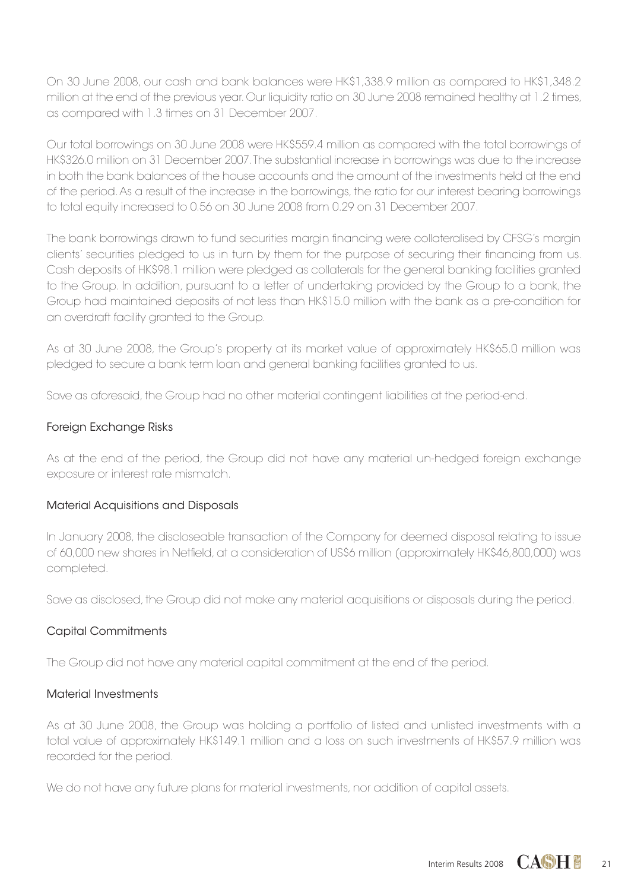On 30 June 2008, our cash and bank balances were HK$1,338.9 million as compared to HK$1,348.2 million at the end of the previous year. Our liquidity ratio on 30 June 2008 remained healthy at 1.2 times, as compared with 1.3 times on 31 December 2007.

Our total borrowings on 30 June 2008 were HK$559.4 million as compared with the total borrowings of HK$326.0 million on 31 December 2007. The substantial increase in borrowings was due to the increase in both the bank balances of the house accounts and the amount of the investments held at the end of the period. As a result of the increase in the borrowings, the ratio for our interest bearing borrowings to total equity increased to 0.56 on 30 June 2008 from 0.29 on 31 December 2007.

The bank borrowings drawn to fund securities margin financing were collateralised by CFSG's margin clients' securities pledged to us in turn by them for the purpose of securing their financing from us. Cash deposits of HK$98.1 million were pledged as collaterals for the general banking facilities granted to the Group. In addition, pursuant to a letter of undertaking provided by the Group to a bank, the Group had maintained deposits of not less than HK$15.0 million with the bank as a pre-condition for an overdraft facility granted to the Group.

As at 30 June 2008, the Group's property at its market value of approximately HK$65.0 million was pledged to secure a bank term loan and general banking facilities granted to us.

Save as aforesaid, the Group had no other material contingent liabilities at the period-end.

### Foreign Exchange Risks

As at the end of the period, the Group did not have any material un-hedged foreign exchange exposure or interest rate mismatch.

### Material Acquisitions and Disposals

In January 2008, the discloseable transaction of the Company for deemed disposal relating to issue of 60,000 new shares in Netfield, at a consideration of US$6 million (approximately HK$46,800,000) was completed.

Save as disclosed, the Group did not make any material acquisitions or disposals during the period.

### Capital Commitments

The Group did not have any material capital commitment at the end of the period.

### Material Investments

As at 30 June 2008, the Group was holding a portfolio of listed and unlisted investments with a total value of approximately HK$149.1 million and a loss on such investments of HK$57.9 million was recorded for the period.

We do not have any future plans for material investments, nor addition of capital assets.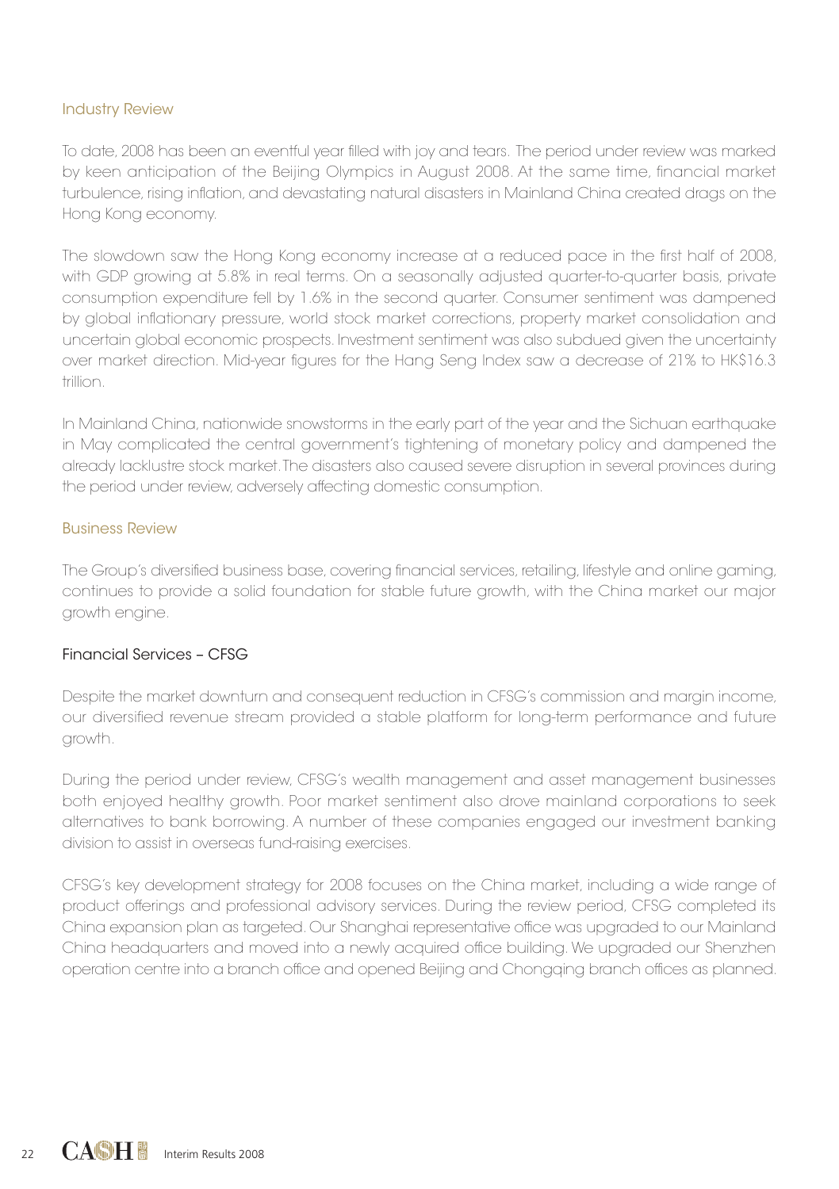## Industry Review

To date, 2008 has been an eventful year filled with joy and tears. The period under review was marked by keen anticipation of the Beijing Olympics in August 2008. At the same time, financial market turbulence, rising inflation, and devastating natural disasters in Mainland China created drags on the Hong Kong economy.

The slowdown saw the Hong Kong economy increase at a reduced pace in the first half of 2008, with GDP growing at 5.8% in real terms. On a seasonally adjusted quarter-to-quarter basis, private consumption expenditure fell by 1.6% in the second quarter. Consumer sentiment was dampened by global inflationary pressure, world stock market corrections, property market consolidation and uncertain global economic prospects. Investment sentiment was also subdued given the uncertainty over market direction. Mid-year figures for the Hang Seng Index saw a decrease of 21% to HK$16.3 trillion.

In Mainland China, nationwide snowstorms in the early part of the year and the Sichuan earthquake in May complicated the central government's tightening of monetary policy and dampened the already lacklustre stock market. The disasters also caused severe disruption in several provinces during the period under review, adversely affecting domestic consumption.

## Business Review

The Group's diversified business base, covering financial services, retailing, lifestyle and online gaming, continues to provide a solid foundation for stable future growth, with the China market our major growth engine.

### Financial Services – CFSG

Despite the market downturn and consequent reduction in CFSG's commission and margin income, our diversified revenue stream provided a stable platform for long-term performance and future growth.

During the period under review, CFSG's wealth management and asset management businesses both enjoyed healthy growth. Poor market sentiment also drove mainland corporations to seek alternatives to bank borrowing. A number of these companies engaged our investment banking division to assist in overseas fund-raising exercises.

CFSG's key development strategy for 2008 focuses on the China market, including a wide range of product offerings and professional advisory services. During the review period, CFSG completed its China expansion plan as targeted. Our Shanghai representative office was upgraded to our Mainland China headquarters and moved into a newly acquired office building. We upgraded our Shenzhen operation centre into a branch office and opened Beijing and Chongqing branch offices as planned.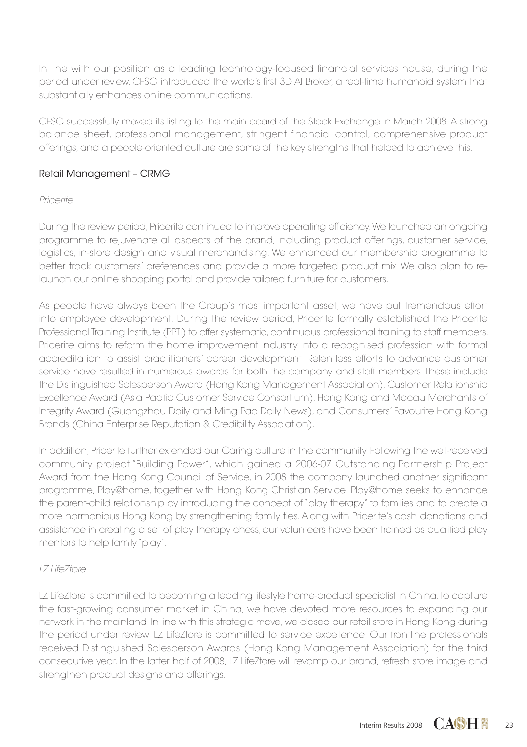In line with our position as a leading technology-focused financial services house, during the period under review, CFSG introduced the world's first 3D AI Broker, a real-time humanoid system that substantially enhances online communications.

CFSG successfully moved its listing to the main board of the Stock Exchange in March 2008. A strong balance sheet, professional management, stringent financial control, comprehensive product offerings, and a people-oriented culture are some of the key strengths that helped to achieve this.

### Retail Management – CRMG

*Pricerite*

During the review period, Pricerite continued to improve operating efficiency. We launched an ongoing programme to rejuvenate all aspects of the brand, including product offerings, customer service, logistics, in-store design and visual merchandising. We enhanced our membership programme to better track customers' preferences and provide a more targeted product mix. We also plan to re-launch our online shopping portal and provide tailored furniture for customers.

As people have always been the Group's most important asset, we have put tremendous effort into employee development. During the review period, Pricerite formally established the Pricerite Professional Training Institute (PPTI) to offer systematic, continuous professional training to staff members. Pricerite aims to reform the home improvement industry into a recognised profession with formal accreditation to assist practitioners' career development. Relentless efforts to advance customer service have resulted in numerous awards for both the company and staff members. These include the Distinguished Salesperson Award (Hong Kong Management Association), Customer Relationship Excellence Award (Asia Pacific Customer Service Consortium), Hong Kong and Macau Merchants of Integrity Award (Guangzhou Daily and Ming Pao Daily News), and Consumers' Favourite Hong Kong Brands (China Enterprise Reputation & Credibility Association).

In addition, Pricerite further extended our Caring culture in the community. Following the well-received community project "Building Power", which gained a 2006-07 Outstanding Partnership Project Award from the Hong Kong Council of Service, in 2008 the company launched another significant programme, Play@home, together with Hong Kong Christian Service. Play@home seeks to enhance the parent-child relationship by introducing the concept of "play therapy" to families and to create a more harmonious Hong Kong by strengthening family ties. Along with Pricerite's cash donations and assistance in creating a set of play therapy chess, our volunteers have been trained as qualified play mentors to help family "play".

*LZ LifeZtore*

LZ LifeZtore is committed to becoming a leading lifestyle home-product specialist in China. To capture the fast-growing consumer market in China, we have devoted more resources to expanding our network in the mainland. In line with this strategic move, we closed our retail store in Hong Kong during the period under review. LZ LifeZtore is committed to service excellence. Our frontline professionals received Distinguished Salesperson Awards (Hong Kong Management Association) for the third consecutive year. In the latter half of 2008, LZ LifeZtore will revamp our brand, refresh store image and strengthen product designs and offerings.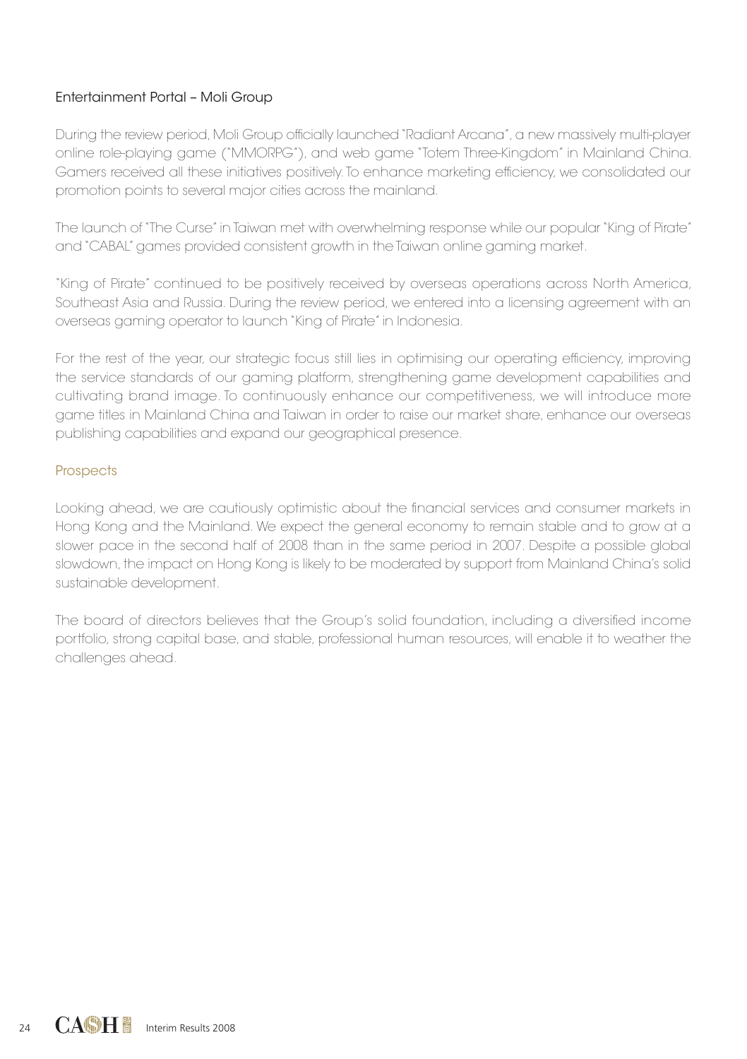### Entertainment Portal – Moli Group

During the review period, Moli Group officially launched "Radiant Arcana", a new massively multi-player online role-playing game ("MMORPG"), and web game "Totem Three-Kingdom" in Mainland China. Gamers received all these initiatives positively. To enhance marketing efficiency, we consolidated our promotion points to several major cities across the mainland.

The launch of "The Curse" in Taiwan met with overwhelming response while our popular "King of Pirate" and "CABAL" games provided consistent growth in the Taiwan online gaming market.

"King of Pirate" continued to be positively received by overseas operations across North America, Southeast Asia and Russia. During the review period, we entered into a licensing agreement with an overseas gaming operator to launch "King of Pirate" in Indonesia.

For the rest of the year, our strategic focus still lies in optimising our operating efficiency, improving the service standards of our gaming platform, strengthening game development capabilities and cultivating brand image. To continuously enhance our competitiveness, we will introduce more game titles in Mainland China and Taiwan in order to raise our market share, enhance our overseas publishing capabilities and expand our geographical presence.

## Prospects

Looking ahead, we are cautiously optimistic about the financial services and consumer markets in Hong Kong and the Mainland. We expect the general economy to remain stable and to grow at a slower pace in the second half of 2008 than in the same period in 2007. Despite a possible global slowdown, the impact on Hong Kong is likely to be moderated by support from Mainland China's solid sustainable development.

The board of directors believes that the Group's solid foundation, including a diversified income portfolio, strong capital base, and stable, professional human resources, will enable it to weather the challenges ahead.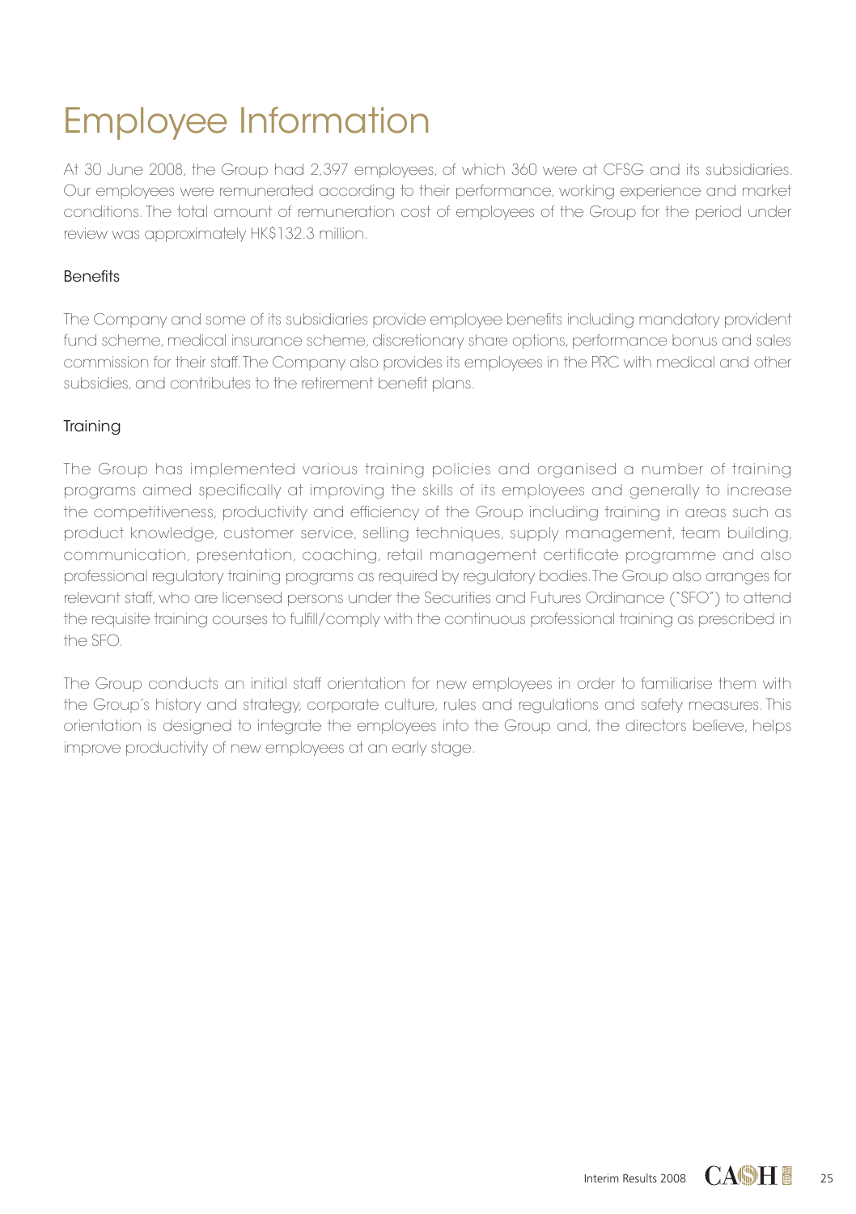# Employee Information

At 30 June 2008, the Group had 2,397 employees, of which 360 were at CFSG and its subsidiaries. Our employees were remunerated according to their performance, working experience and market conditions. The total amount of remuneration cost of employees of the Group for the period under review was approximately HK$132.3 million.

## Benefits

The Company and some of its subsidiaries provide employee benefits including mandatory provident fund scheme, medical insurance scheme, discretionary share options, performance bonus and sales commission for their staff. The Company also provides its employees in the PRC with medical and other subsidies, and contributes to the retirement benefit plans.

## Training

The Group has implemented various training policies and organised a number of training programs aimed specifically at improving the skills of its employees and generally to increase the competitiveness, productivity and efficiency of the Group including training in areas such as product knowledge, customer service, selling techniques, supply management, team building, communication, presentation, coaching, retail management certificate programme and also professional regulatory training programs as required by regulatory bodies. The Group also arranges for relevant staff, who are licensed persons under the Securities and Futures Ordinance ("SFO") to attend the requisite training courses to fulfill/comply with the continuous professional training as prescribed in the SFO.

The Group conducts an initial staff orientation for new employees in order to familiarise them with the Group's history and strategy, corporate culture, rules and regulations and safety measures. This orientation is designed to integrate the employees into the Group and, the directors believe, helps improve productivity of new employees at an early stage.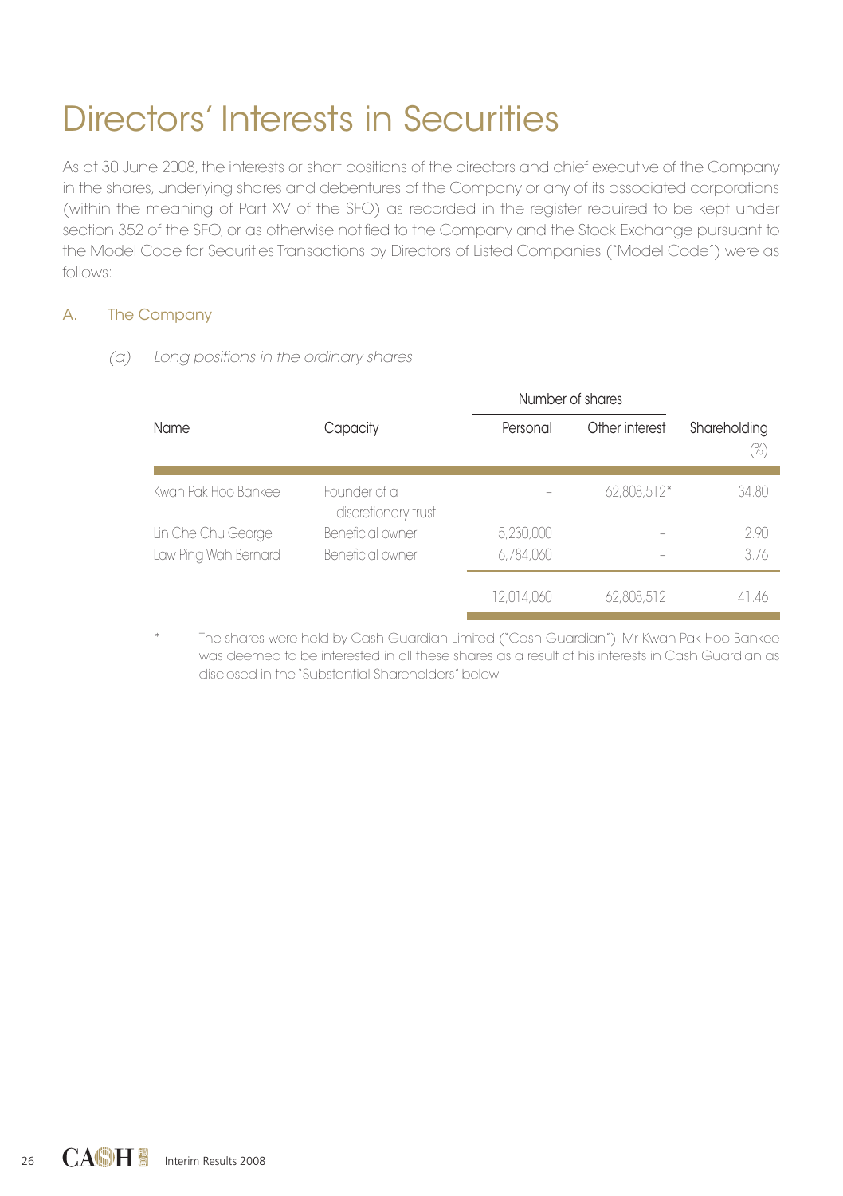# Directors' Interests in Securities

As at 30 June 2008, the interests or short positions of the directors and chief executive of the Company in the shares, underlying shares and debentures of the Company or any of its associated corporations (within the meaning of Part XV of the SFO) as recorded in the register required to be kept under section 352 of the SFO, or as otherwise notified to the Company and the Stock Exchange pursuant to the Model Code for Securities Transactions by Directors of Listed Companies ("Model Code") were as follows:

## A. The Company

### *(a) Long positions in the ordinary shares*

| Name | Capacity | Number of shares | | Shareholding |
|---|---|---|---|---|
| | | Personal | Other interest | (%) |
| Kwan Pak Hoo Bankee | Founder of a discretionary trust | – | 62,808,512* | 34.80 |
| Lin Che Chu George | Beneficial owner | 5,230,000 | – | 2.90 |
| Law Ping Wah Bernard | Beneficial owner | 6,784,060 | – | 3.76 |
| | | 12,014,060 | 62,808,512 | 41.46 |

\* The shares were held by Cash Guardian Limited ("Cash Guardian"). Mr Kwan Pak Hoo Bankee was deemed to be interested in all these shares as a result of his interests in Cash Guardian as disclosed in the "Substantial Shareholders" below.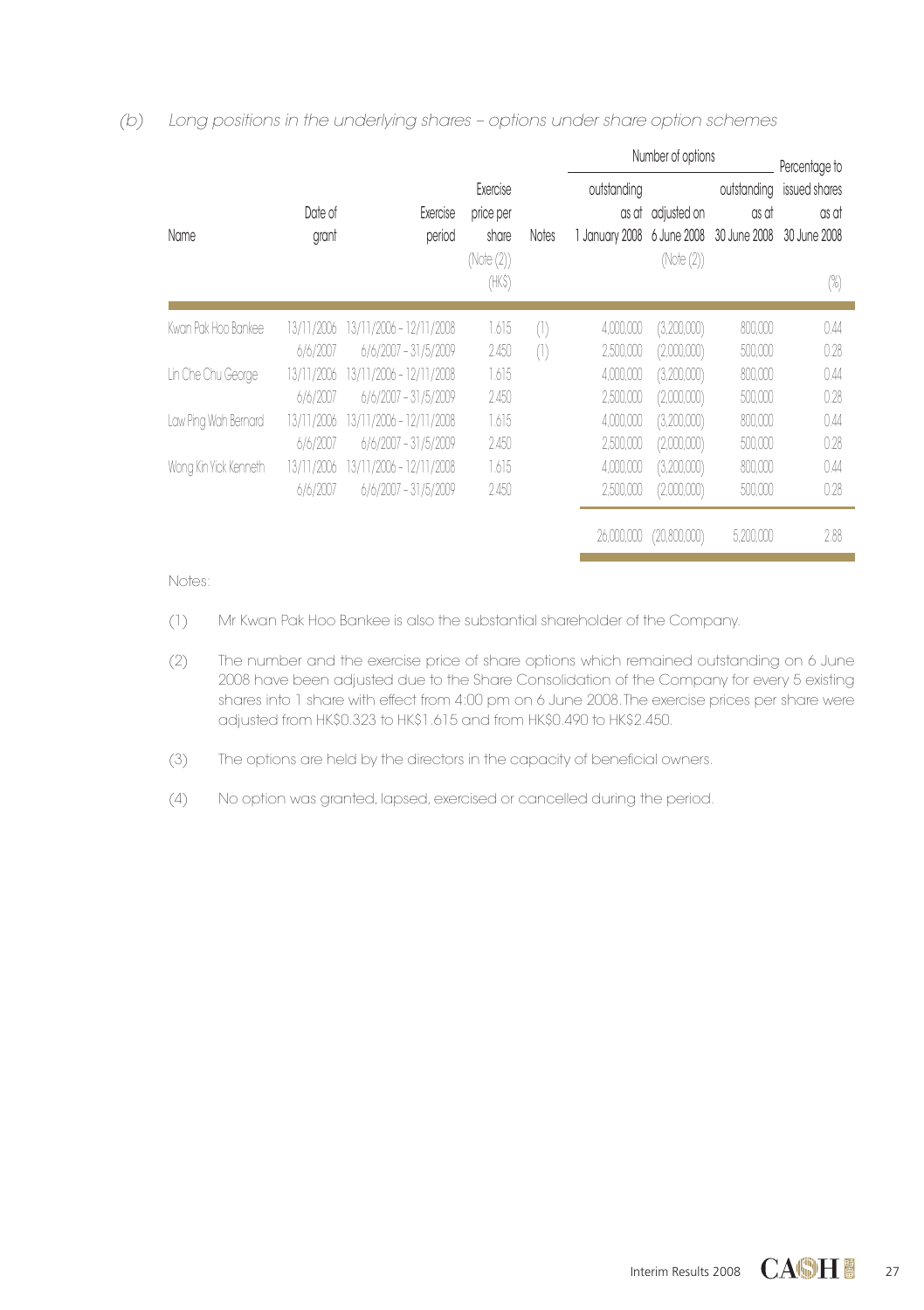*(b) Long positions in the underlying shares – options under share option schemes*

| Name | Date of grant | Exercise period | Exercise price per share (Note (2)) (HK$) | Notes | Number of options outstanding as at 1 January 2008 | Number of options adjusted on 6 June 2008 (Note (2)) | Number of options outstanding as at 30 June 2008 | Percentage to issued shares as at 30 June 2008 (%) |
|---|---|---|---|---|---|---|---|---|
| Kwan Pak Hoo Bankee | 13/11/2006 | 13/11/2006 – 12/11/2008 | 1.615 | (1) | 4,000,000 | (3,200,000) | 800,000 | 0.44 |
| | 6/6/2007 | 6/6/2007 – 31/5/2009 | 2.450 | (1) | 2,500,000 | (2,000,000) | 500,000 | 0.28 |
| Lin Che Chu George | 13/11/2006 | 13/11/2006 – 12/11/2008 | 1.615 | | 4,000,000 | (3,200,000) | 800,000 | 0.44 |
| | 6/6/2007 | 6/6/2007 – 31/5/2009 | 2.450 | | 2,500,000 | (2,000,000) | 500,000 | 0.28 |
| Law Ping Wah Bernard | 13/11/2006 | 13/11/2006 – 12/11/2008 | 1.615 | | 4,000,000 | (3,200,000) | 800,000 | 0.44 |
| | 6/6/2007 | 6/6/2007 – 31/5/2009 | 2.450 | | 2,500,000 | (2,000,000) | 500,000 | 0.28 |
| Wong Kin Yick Kenneth | 13/11/2006 | 13/11/2006 – 12/11/2008 | 1.615 | | 4,000,000 | (3,200,000) | 800,000 | 0.44 |
| | 6/6/2007 | 6/6/2007 – 31/5/2009 | 2.450 | | 2,500,000 | (2,000,000) | 500,000 | 0.28 |
| | | | | | 26,000,000 | (20,800,000) | 5,200,000 | 2.88 |

Notes:

(1) Mr Kwan Pak Hoo Bankee is also the substantial shareholder of the Company.

(2) The number and the exercise price of share options which remained outstanding on 6 June 2008 have been adjusted due to the Share Consolidation of the Company for every 5 existing shares into 1 share with effect from 4:00 pm on 6 June 2008. The exercise prices per share were adjusted from HK$0.323 to HK$1.615 and from HK$0.490 to HK$2.450.

(3) The options are held by the directors in the capacity of beneficial owners.

(4) No option was granted, lapsed, exercised or cancelled during the period.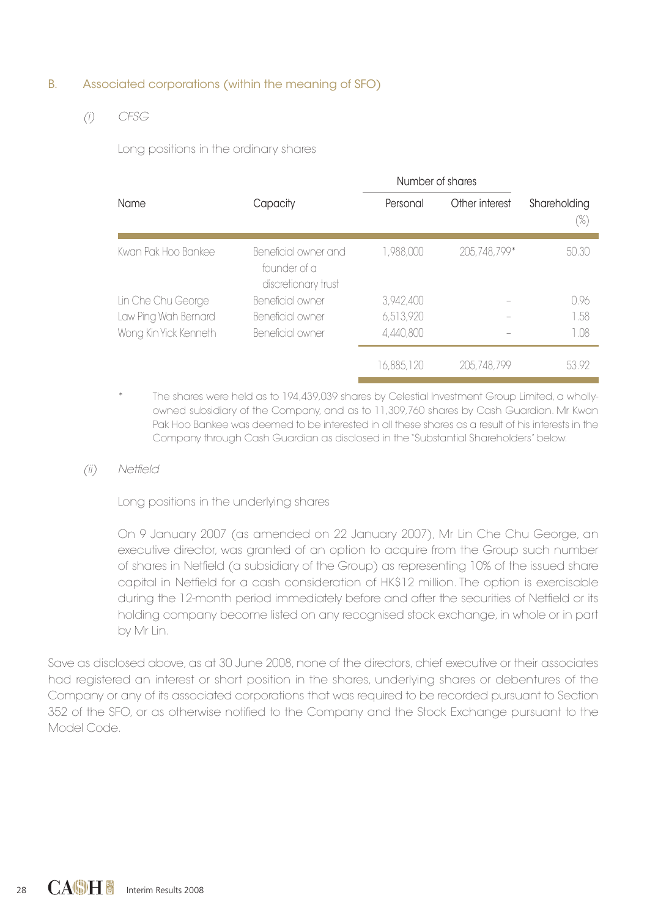## B. Associated corporations (within the meaning of SFO)

### (i) CFSG

Long positions in the ordinary shares

| Name | Capacity | Number of shares | | Shareholding |
|---|---|---|---|---|
| | | Personal | Other interest | (%) |
| Kwan Pak Hoo Bankee | Beneficial owner and founder of a discretionary trust | 1,988,000 | 205,748,799* | 50.30 |
| Lin Che Chu George | Beneficial owner | 3,942,400 | – | 0.96 |
| Law Ping Wah Bernard | Beneficial owner | 6,513,920 | – | 1.58 |
| Wong Kin Yick Kenneth | Beneficial owner | 4,440,800 | – | 1.08 |
| | | 16,885,120 | 205,748,799 | 53.92 |

\* The shares were held as to 194,439,039 shares by Celestial Investment Group Limited, a wholly-owned subsidiary of the Company, and as to 11,309,760 shares by Cash Guardian. Mr Kwan Pak Hoo Bankee was deemed to be interested in all these shares as a result of his interests in the Company through Cash Guardian as disclosed in the "Substantial Shareholders" below.

### (ii) Netfield

Long positions in the underlying shares

On 9 January 2007 (as amended on 22 January 2007), Mr Lin Che Chu George, an executive director, was granted of an option to acquire from the Group such number of shares in Netfield (a subsidiary of the Group) as representing 10% of the issued share capital in Netfield for a cash consideration of HK$12 million. The option is exercisable during the 12-month period immediately before and after the securities of Netfield or its holding company become listed on any recognised stock exchange, in whole or in part by Mr Lin.

Save as disclosed above, as at 30 June 2008, none of the directors, chief executive or their associates had registered an interest or short position in the shares, underlying shares or debentures of the Company or any of its associated corporations that was required to be recorded pursuant to Section 352 of the SFO, or as otherwise notified to the Company and the Stock Exchange pursuant to the Model Code.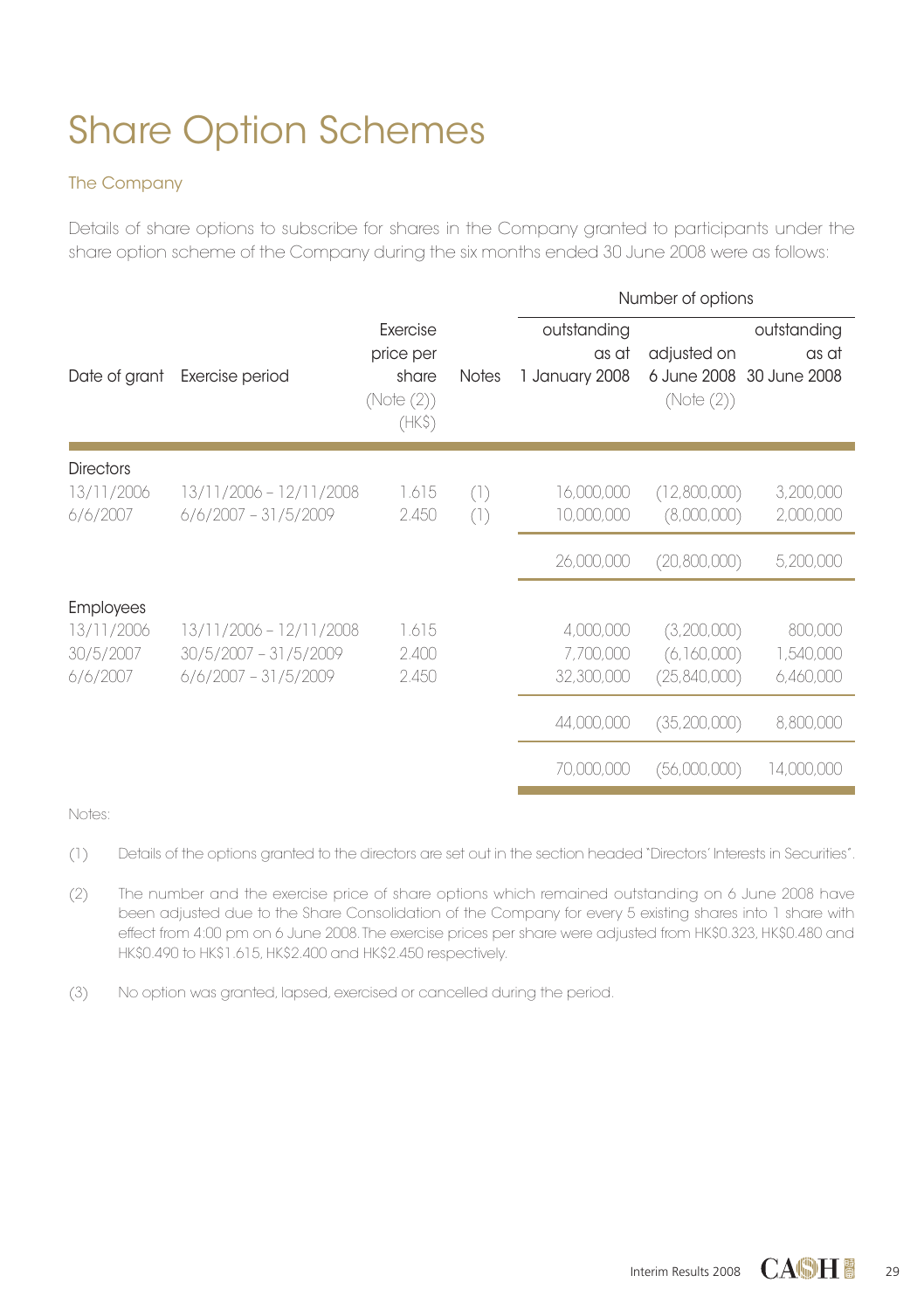# Share Option Schemes

## The Company

Details of share options to subscribe for shares in the Company granted to participants under the share option scheme of the Company during the six months ended 30 June 2008 were as follows:

| Date of grant | Exercise period | Exercise price per share (Note (2)) (HK$) | Notes | Number of options outstanding as at 1 January 2008 | adjusted on 6 June 2008 (Note (2)) | outstanding as at 30 June 2008 |
|---|---|---|---|---|---|---|
| **Directors** | | | | | | |
| 13/11/2006 | 13/11/2006 – 12/11/2008 | 1.615 | (1) | 16,000,000 | (12,800,000) | 3,200,000 |
| 6/6/2007 | 6/6/2007 – 31/5/2009 | 2.450 | (1) | 10,000,000 | (8,000,000) | 2,000,000 |
| | | | | 26,000,000 | (20,800,000) | 5,200,000 |
| **Employees** | | | | | | |
| 13/11/2006 | 13/11/2006 – 12/11/2008 | 1.615 | | 4,000,000 | (3,200,000) | 800,000 |
| 30/5/2007 | 30/5/2007 – 31/5/2009 | 2.400 | | 7,700,000 | (6,160,000) | 1,540,000 |
| 6/6/2007 | 6/6/2007 – 31/5/2009 | 2.450 | | 32,300,000 | (25,840,000) | 6,460,000 |
| | | | | 44,000,000 | (35,200,000) | 8,800,000 |
| | | | | 70,000,000 | (56,000,000) | 14,000,000 |

Notes:

(1) Details of the options granted to the directors are set out in the section headed "Directors' Interests in Securities".

(2) The number and the exercise price of share options which remained outstanding on 6 June 2008 have been adjusted due to the Share Consolidation of the Company for every 5 existing shares into 1 share with effect from 4:00 pm on 6 June 2008. The exercise prices per share were adjusted from HK$0.323, HK$0.480 and HK$0.490 to HK$1.615, HK$2.400 and HK$2.450 respectively.

(3) No option was granted, lapsed, exercised or cancelled during the period.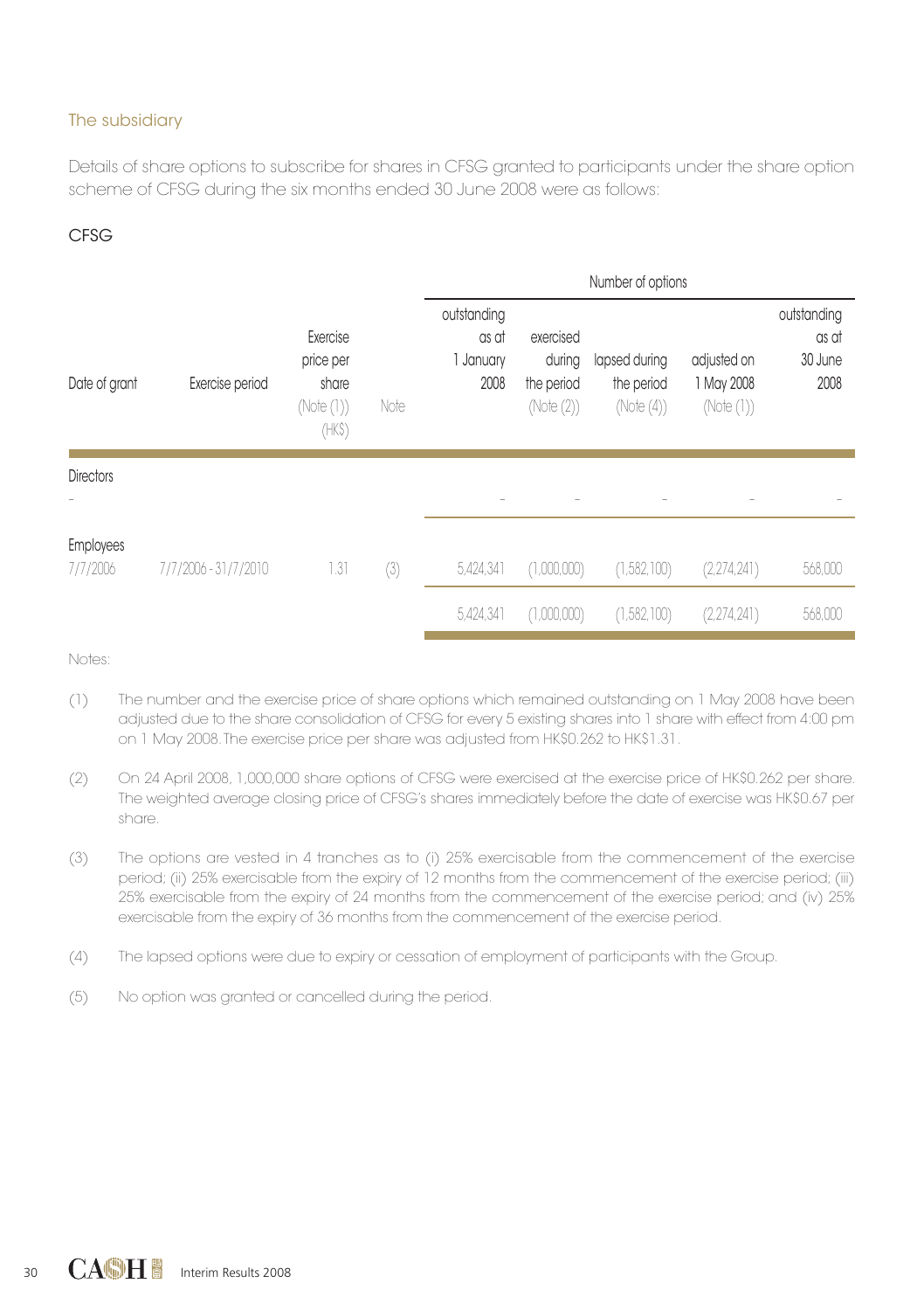## The subsidiary

Details of share options to subscribe for shares in CFSG granted to participants under the share option scheme of CFSG during the six months ended 30 June 2008 were as follows:

### CFSG

| | | | | Number of options | | | | |
|---|---|---|---|---|---|---|---|---|
| Date of grant | Exercise period | Exercise price per share (Note (1)) (HK$) | Note | outstanding as at 1 January 2008 | exercised during the period (Note (2)) | lapsed during the period (Note (4)) | adjusted on 1 May 2008 (Note (1)) | outstanding as at 30 June 2008 |
| **Directors** | | | | | | | | |
| – | | | | – | – | – | – | – |
| **Employees** | | | | | | | | |
| 7/7/2006 | 7/7/2006 - 31/7/2010 | 1.31 | (3) | 5,424,341 | (1,000,000) | (1,582,100) | (2,274,241) | 568,000 |
| | | | | 5,424,341 | (1,000,000) | (1,582,100) | (2,274,241) | 568,000 |

Notes:

(1) The number and the exercise price of share options which remained outstanding on 1 May 2008 have been adjusted due to the share consolidation of CFSG for every 5 existing shares into 1 share with effect from 4:00 pm on 1 May 2008. The exercise price per share was adjusted from HK$0.262 to HK$1.31.

(2) On 24 April 2008, 1,000,000 share options of CFSG were exercised at the exercise price of HK$0.262 per share. The weighted average closing price of CFSG's shares immediately before the date of exercise was HK$0.67 per share.

(3) The options are vested in 4 tranches as to (i) 25% exercisable from the commencement of the exercise period; (ii) 25% exercisable from the expiry of 12 months from the commencement of the exercise period; (iii) 25% exercisable from the expiry of 24 months from the commencement of the exercise period; and (iv) 25% exercisable from the expiry of 36 months from the commencement of the exercise period.

(4) The lapsed options were due to expiry or cessation of employment of participants with the Group.

(5) No option was granted or cancelled during the period.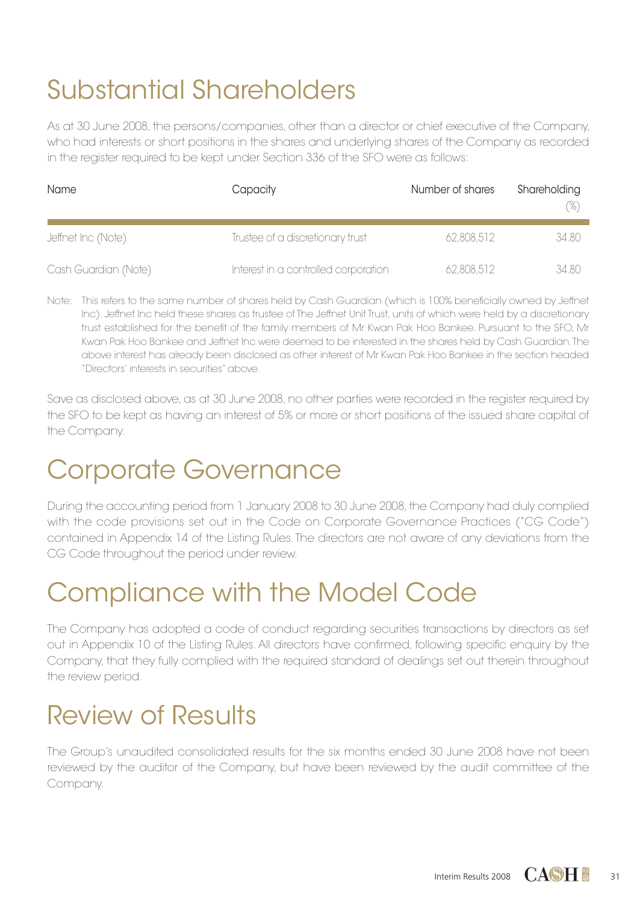# Substantial Shareholders

As at 30 June 2008, the persons/companies, other than a director or chief executive of the Company, who had interests or short positions in the shares and underlying shares of the Company as recorded in the register required to be kept under Section 336 of the SFO were as follows:

| Name | Capacity | Number of shares | Shareholding (%) |
|---|---|---|---|
| Jeffnet Inc (Note) | Trustee of a discretionary trust | 62,808,512 | 34.80 |
| Cash Guardian (Note) | Interest in a controlled corporation | 62,808,512 | 34.80 |

Note: This refers to the same number of shares held by Cash Guardian (which is 100% beneficially owned by Jeffnet Inc). Jeffnet Inc held these shares as trustee of The Jeffnet Unit Trust, units of which were held by a discretionary trust established for the benefit of the family members of Mr Kwan Pak Hoo Bankee. Pursuant to the SFO, Mr Kwan Pak Hoo Bankee and Jeffnet Inc were deemed to be interested in the shares held by Cash Guardian. The above interest has already been disclosed as other interest of Mr Kwan Pak Hoo Bankee in the section headed "Directors' interests in securities" above.

Save as disclosed above, as at 30 June 2008, no other parties were recorded in the register required by the SFO to be kept as having an interest of 5% or more or short positions of the issued share capital of the Company.

# Corporate Governance

During the accounting period from 1 January 2008 to 30 June 2008, the Company had duly complied with the code provisions set out in the Code on Corporate Governance Practices ("CG Code") contained in Appendix 14 of the Listing Rules. The directors are not aware of any deviations from the CG Code throughout the period under review.

# Compliance with the Model Code

The Company has adopted a code of conduct regarding securities transactions by directors as set out in Appendix 10 of the Listing Rules. All directors have confirmed, following specific enquiry by the Company, that they fully complied with the required standard of dealings set out therein throughout the review period.

# Review of Results

The Group's unaudited consolidated results for the six months ended 30 June 2008 have not been reviewed by the auditor of the Company, but have been reviewed by the audit committee of the Company.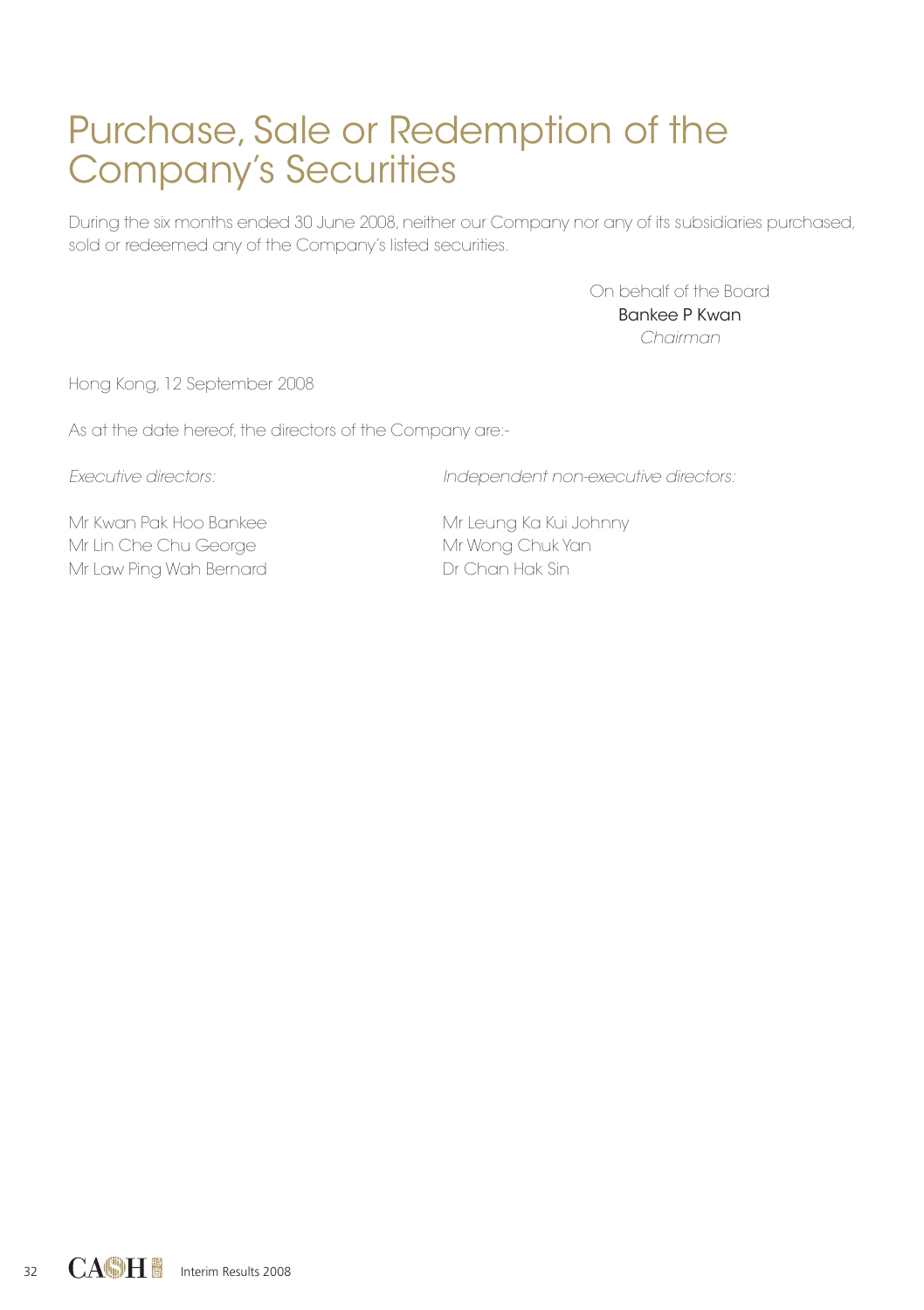# Purchase, Sale or Redemption of the Company's Securities

During the six months ended 30 June 2008, neither our Company nor any of its subsidiaries purchased, sold or redeemed any of the Company's listed securities.

On behalf of the Board
Bankee P Kwan
*Chairman*

Hong Kong, 12 September 2008

As at the date hereof, the directors of the Company are:-

*Executive directors:*

Mr Kwan Pak Hoo Bankee
Mr Lin Che Chu George
Mr Law Ping Wah Bernard

*Independent non-executive directors:*

Mr Leung Ka Kui Johnny
Mr Wong Chuk Yan
Dr Chan Hak Sin